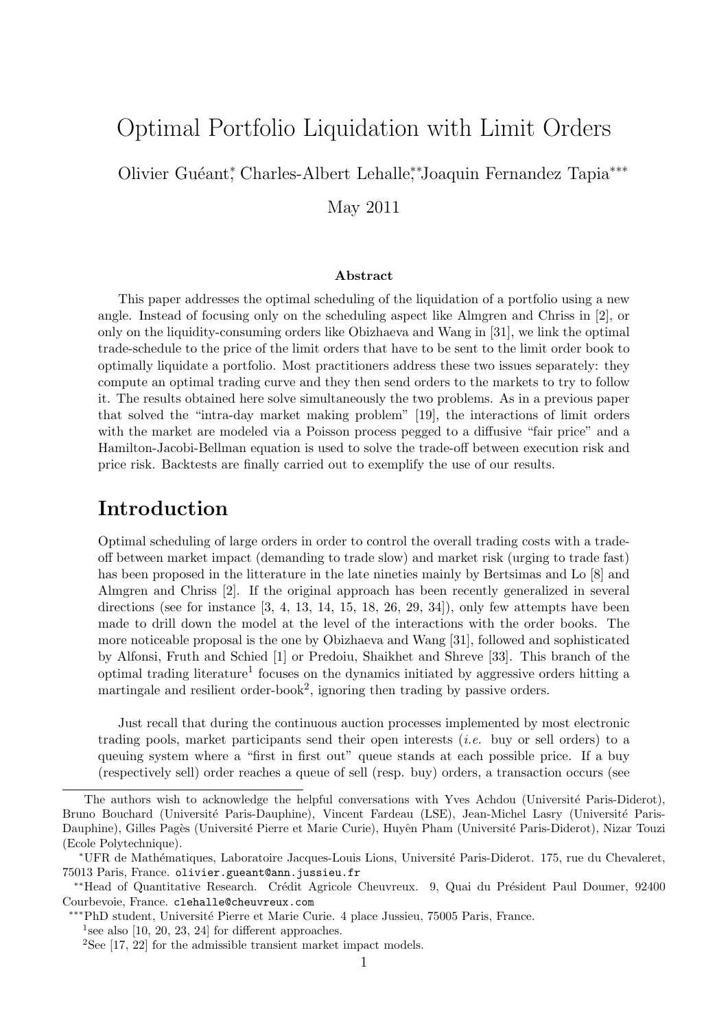# Optimal Portfolio Liquidation with Limit Orders

Olivier Guéant*, Charles-Albert Lehalle**, Joaquin Fernandez Tapia***

May 2011

### Abstract

This paper addresses the optimal scheduling of the liquidation of a portfolio using a new angle. Instead of focusing only on the scheduling aspect like Almgren and Chriss in [2], or only on the liquidity-consuming orders like Obizhaeva and Wang in [31], we link the optimal trade-schedule to the price of the limit orders that have to be sent to the limit order book to optimally liquidate a portfolio. Most practitioners address these two issues separately: they compute an optimal trading curve and they then send orders to the markets to try to follow it. The results obtained here solve simultaneously the two problems. As in a previous paper that solved the "intra-day market making problem" [19], the interactions of limit orders with the market are modeled via a Poisson process pegged to a diffusive "fair price" and a Hamilton-Jacobi-Bellman equation is used to solve the trade-off between execution risk and price risk. Backtests are finally carried out to exemplify the use of our results.

## Introduction

Optimal scheduling of large orders in order to control the overall trading costs with a trade-off between market impact (demanding to trade slow) and market risk (urging to trade fast) has been proposed in the litterature in the late nineties mainly by Bertsimas and Lo [8] and Almgren and Chriss [2]. If the original approach has been recently generalized in several directions (see for instance [3, 4, 13, 14, 15, 18, 26, 29, 34]), only few attempts have been made to drill down the model at the level of the interactions with the order books. The more noticeable proposal is the one by Obizhaeva and Wang [31], followed and sophisticated by Alfonsi, Fruth and Schied [1] or Predoiu, Shaikhet and Shreve [33]. This branch of the optimal trading literature[1] focuses on the dynamics initiated by aggressive orders hitting a martingale and resilient order-book[2], ignoring then trading by passive orders.

Just recall that during the continuous auction processes implemented by most electronic trading pools, market participants send their open interests (*i.e.* buy or sell orders) to a queuing system where a "first in first out" queue stands at each possible price. If a buy (respectively sell) order reaches a queue of sell (resp. buy) orders, a transaction occurs (see

---

The authors wish to acknowledge the helpful conversations with Yves Achdou (Université Paris-Diderot), Bruno Bouchard (Université Paris-Dauphine), Vincent Fardeau (LSE), Jean-Michel Lasry (Université Paris-Dauphine), Gilles Pagès (Université Pierre et Marie Curie), Huyên Pham (Université Paris-Diderot), Nizar Touzi (Ecole Polytechnique).

*UFR de Mathématiques, Laboratoire Jacques-Louis Lions, Université Paris-Diderot. 175, rue du Chevaleret, 75013 Paris, France. olivier.gueant@ann.jussieu.fr

**Head of Quantitative Research. Crédit Agricole Cheuvreux. 9, Quai du Président Paul Doumer, 92400 Courbevoie, France. clehalle@cheuvreux.com

***PhD student, Université Pierre et Marie Curie. 4 place Jussieu, 75005 Paris, France.

[1] see also [10, 20, 23, 24] for different approaches.

[2] See [17, 22] for the admissible transient market impact models.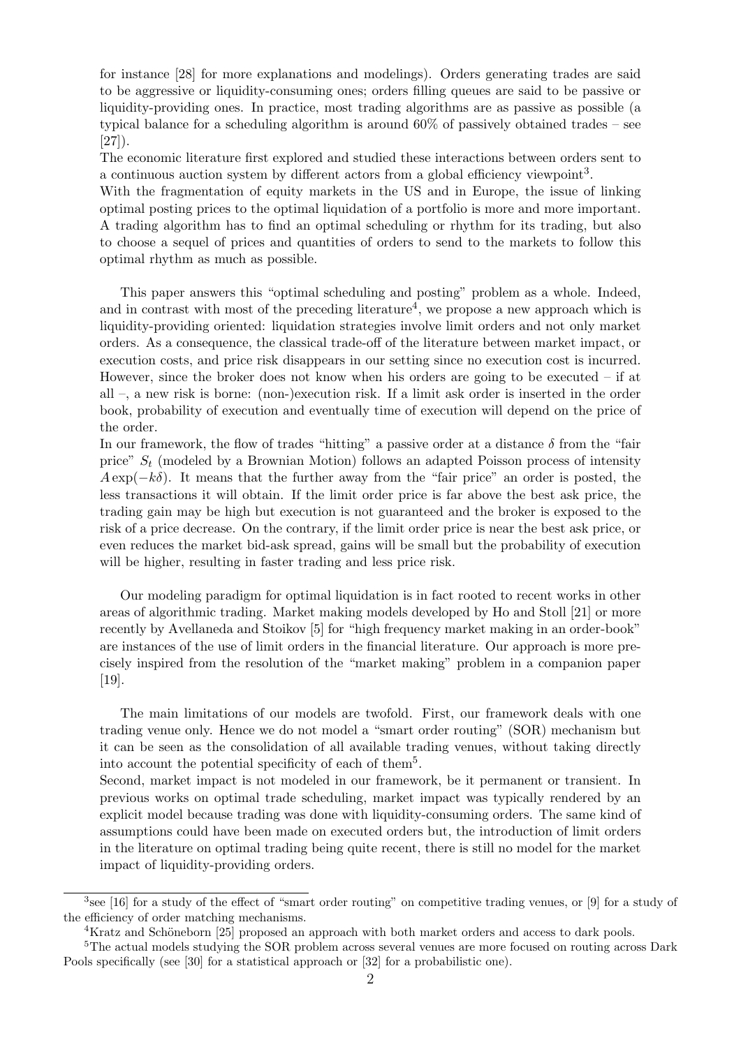for instance [28] for more explanations and modelings). Orders generating trades are said to be aggressive or liquidity-consuming ones; orders filling queues are said to be passive or liquidity-providing ones. In practice, most trading algorithms are as passive as possible (a typical balance for a scheduling algorithm is around 60% of passively obtained trades – see [27]).
The economic literature first explored and studied these interactions between orders sent to a continuous auction system by different actors from a global efficiency viewpoint[3].
With the fragmentation of equity markets in the US and in Europe, the issue of linking optimal posting prices to the optimal liquidation of a portfolio is more and more important. A trading algorithm has to find an optimal scheduling or rhythm for its trading, but also to choose a sequel of prices and quantities of orders to send to the markets to follow this optimal rhythm as much as possible.

This paper answers this "optimal scheduling and posting" problem as a whole. Indeed, and in contrast with most of the preceding literature[4], we propose a new approach which is liquidity-providing oriented: liquidation strategies involve limit orders and not only market orders. As a consequence, the classical trade-off of the literature between market impact, or execution costs, and price risk disappears in our setting since no execution cost is incurred. However, since the broker does not know when his orders are going to be executed – if at all –, a new risk is borne: (non-)execution risk. If a limit ask order is inserted in the order book, probability of execution and eventually time of execution will depend on the price of the order.
In our framework, the flow of trades "hitting" a passive order at a distance $\delta$ from the "fair price" $S_t$ (modeled by a Brownian Motion) follows an adapted Poisson process of intensity $A\exp(-k\delta)$. It means that the further away from the "fair price" an order is posted, the less transactions it will obtain. If the limit order price is far above the best ask price, the trading gain may be high but execution is not guaranteed and the broker is exposed to the risk of a price decrease. On the contrary, if the limit order price is near the best ask price, or even reduces the market bid-ask spread, gains will be small but the probability of execution will be higher, resulting in faster trading and less price risk.

Our modeling paradigm for optimal liquidation is in fact rooted to recent works in other areas of algorithmic trading. Market making models developed by Ho and Stoll [21] or more recently by Avellaneda and Stoikov [5] for "high frequency market making in an order-book" are instances of the use of limit orders in the financial literature. Our approach is more precisely inspired from the resolution of the "market making" problem in a companion paper [19].

The main limitations of our models are twofold. First, our framework deals with one trading venue only. Hence we do not model a "smart order routing" (SOR) mechanism but it can be seen as the consolidation of all available trading venues, without taking directly into account the potential specificity of each of them[5].
Second, market impact is not modeled in our framework, be it permanent or transient. In previous works on optimal trade scheduling, market impact was typically rendered by an explicit model because trading was done with liquidity-consuming orders. The same kind of assumptions could have been made on executed orders but, the introduction of limit orders in the literature on optimal trading being quite recent, there is still no model for the market impact of liquidity-providing orders.

[3] see [16] for a study of the effect of "smart order routing" on competitive trading venues, or [9] for a study of the efficiency of order matching mechanisms.

[4] Kratz and Schöneborn [25] proposed an approach with both market orders and access to dark pools.

[5] The actual models studying the SOR problem across several venues are more focused on routing across Dark Pools specifically (see [30] for a statistical approach or [32] for a probabilistic one).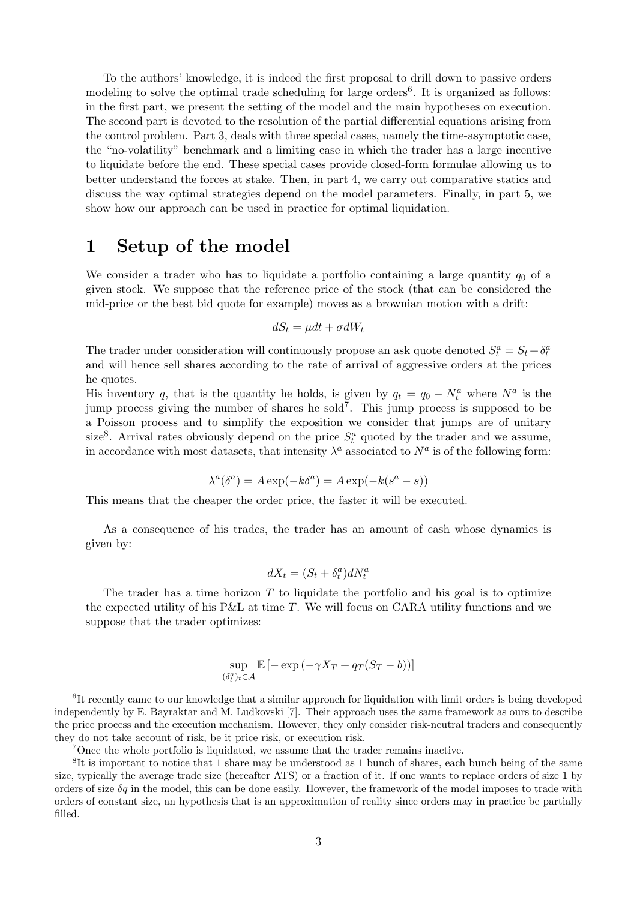To the authors' knowledge, it is indeed the first proposal to drill down to passive orders modeling to solve the optimal trade scheduling for large orders[6]. It is organized as follows: in the first part, we present the setting of the model and the main hypotheses on execution. The second part is devoted to the resolution of the partial differential equations arising from the control problem. Part 3, deals with three special cases, namely the time-asymptotic case, the "no-volatility" benchmark and a limiting case in which the trader has a large incentive to liquidate before the end. These special cases provide closed-form formulae allowing us to better understand the forces at stake. Then, in part 4, we carry out comparative statics and discuss the way optimal strategies depend on the model parameters. Finally, in part 5, we show how our approach can be used in practice for optimal liquidation.

# 1 Setup of the model

We consider a trader who has to liquidate a portfolio containing a large quantity $q_0$ of a given stock. We suppose that the reference price of the stock (that can be considered the mid-price or the best bid quote for example) moves as a brownian motion with a drift:

$$dS_t = \mu dt + \sigma dW_t$$

The trader under consideration will continuously propose an ask quote denoted $S^a_t = S_t + \delta^a_t$ and will hence sell shares according to the rate of arrival of aggressive orders at the prices he quotes.
His inventory $q$, that is the quantity he holds, is given by $q_t = q_0 - N^a_t$ where $N^a$ is the jump process giving the number of shares he sold[7]. This jump process is supposed to be a Poisson process and to simplify the exposition we consider that jumps are of unitary size[8]. Arrival rates obviously depend on the price $S^a_t$ quoted by the trader and we assume, in accordance with most datasets, that intensity $\lambda^a$ associated to $N^a$ is of the following form:

$$\lambda^a(\delta^a) = A\exp(-k\delta^a) = A\exp(-k(s^a - s))$$

This means that the cheaper the order price, the faster it will be executed.

As a consequence of his trades, the trader has an amount of cash whose dynamics is given by:

$$dX_t = (S_t + \delta^a_t)dN^a_t$$

The trader has a time horizon $T$ to liquidate the portfolio and his goal is to optimize the expected utility of his P&L at time $T$. We will focus on CARA utility functions and we suppose that the trader optimizes:

$$\sup_{(\delta^a_t)_t \in \mathcal{A}} \mathbb{E}\left[-\exp\left(-\gamma X_T + q_T(S_T - b)\right)\right]$$

[6] It recently came to our knowledge that a similar approach for liquidation with limit orders is being developed independently by E. Bayraktar and M. Ludkovski [7]. Their approach uses the same framework as ours to describe the price process and the execution mechanism. However, they only consider risk-neutral traders and consequently they do not take account of risk, be it price risk, or execution risk.

[7] Once the whole portfolio is liquidated, we assume that the trader remains inactive.

[8] It is important to notice that 1 share may be understood as 1 bunch of shares, each bunch being of the same size, typically the average trade size (hereafter ATS) or a fraction of it. If one wants to replace orders of size 1 by orders of size $\delta q$ in the model, this can be done easily. However, the framework of the model imposes to trade with orders of constant size, an hypothesis that is an approximation of reality since orders may in practice be partially filled.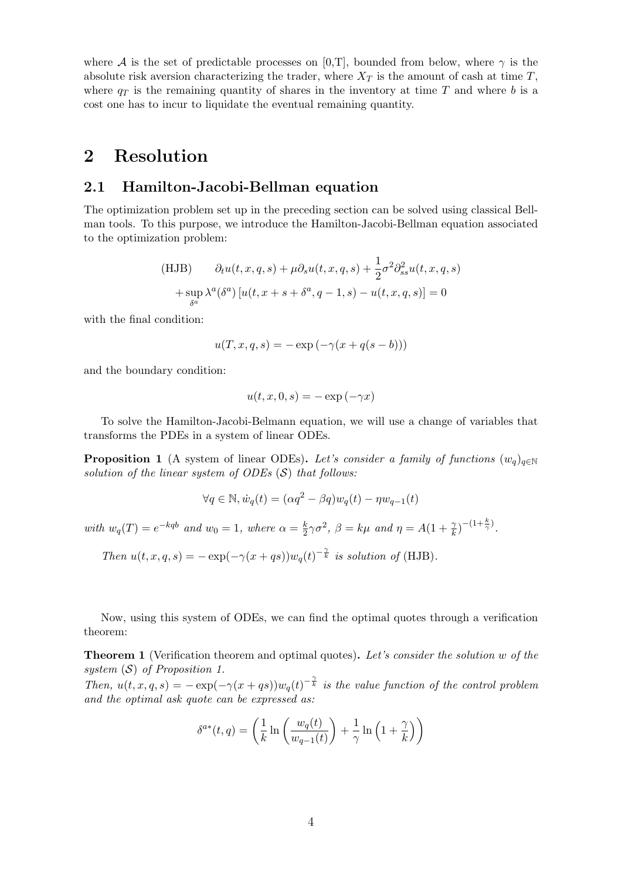where $\mathcal{A}$ is the set of predictable processes on [0,T], bounded from below, where $\gamma$ is the absolute risk aversion characterizing the trader, where $X_T$ is the amount of cash at time $T$, where $q_T$ is the remaining quantity of shares in the inventory at time $T$ and where $b$ is a cost one has to incur to liquidate the eventual remaining quantity.

# 2 Resolution

## 2.1 Hamilton-Jacobi-Bellman equation

The optimization problem set up in the preceding section can be solved using classical Bellman tools. To this purpose, we introduce the Hamilton-Jacobi-Bellman equation associated to the optimization problem:

$$\text{(HJB)} \qquad \partial_t u(t,x,q,s) + \mu \partial_s u(t,x,q,s) + \frac{1}{2}\sigma^2 \partial^2_{ss} u(t,x,q,s)$$
$$+ \sup_{\delta^a} \lambda^a(\delta^a)\left[u(t,x+s+\delta^a,q-1,s) - u(t,x,q,s)\right] = 0$$

with the final condition:

$$u(T,x,q,s) = -\exp\left(-\gamma(x+q(s-b))\right)$$

and the boundary condition:

$$u(t,x,0,s) = -\exp\left(-\gamma x\right)$$

To solve the Hamilton-Jacobi-Belmann equation, we will use a change of variables that transforms the PDEs in a system of linear ODEs.

**Proposition 1** (A system of linear ODEs)**.** *Let's consider a family of functions $(w_q)_{q\in\mathbb{N}}$ solution of the linear system of ODEs $(\mathcal{S})$ that follows:*

$$\forall q \in \mathbb{N}, \dot{w}_q(t) = (\alpha q^2 - \beta q) w_q(t) - \eta w_{q-1}(t)$$

*with $w_q(T) = e^{-kqb}$ and $w_0 = 1$, where $\alpha = \frac{k}{2}\gamma\sigma^2$, $\beta = k\mu$ and $\eta = A(1+\frac{\gamma}{k})^{-(1+\frac{k}{\gamma})}$.*

*Then $u(t,x,q,s) = -\exp(-\gamma(x+qs))w_q(t)^{-\frac{\gamma}{k}}$ is solution of* (HJB)*.*

Now, using this system of ODEs, we can find the optimal quotes through a verification theorem:

**Theorem 1** (Verification theorem and optimal quotes)**.** *Let's consider the solution $w$ of the system $(\mathcal{S})$ of Proposition 1.*
*Then, $u(t,x,q,s) = -\exp(-\gamma(x+qs))w_q(t)^{-\frac{\gamma}{k}}$ is the value function of the control problem and the optimal ask quote can be expressed as:*

$$\delta^{a*}(t,q) = \left(\frac{1}{k}\ln\left(\frac{w_q(t)}{w_{q-1}(t)}\right) + \frac{1}{\gamma}\ln\left(1+\frac{\gamma}{k}\right)\right)$$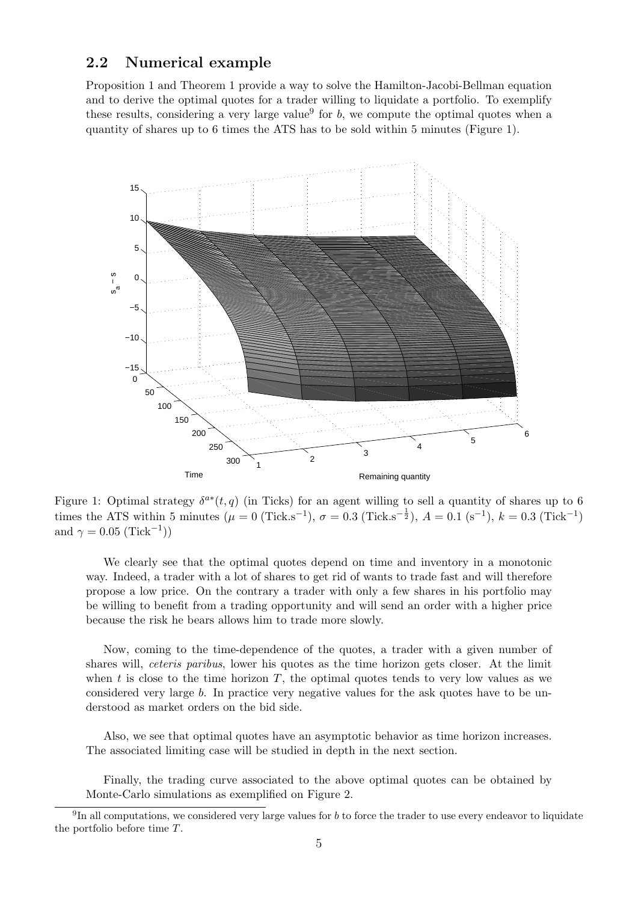## 2.2 Numerical example

Proposition 1 and Theorem 1 provide a way to solve the Hamilton-Jacobi-Bellman equation and to derive the optimal quotes for a trader willing to liquidate a portfolio. To exemplify these results, considering a very large value[9] for $b$, we compute the optimal quotes when a quantity of shares up to 6 times the ATS has to be sold within 5 minutes (Figure 1).

15
10
5
0
−5
−10
−15
$s_a - s$
0
50
100
150
200
250
300
Time
1
2
3
4
5
6
Remaining quantity

Figure 1: Optimal strategy $\delta^{a*}(t,q)$ (in Ticks) for an agent willing to sell a quantity of shares up to 6 times the ATS within 5 minutes ($\mu = 0$ (Tick.s$^{-1}$), $\sigma = 0.3$ (Tick.s$^{-\frac{1}{2}}$), $A = 0.1$ (s$^{-1}$), $k = 0.3$ (Tick$^{-1}$) and $\gamma = 0.05$ (Tick$^{-1}$))

We clearly see that the optimal quotes depend on time and inventory in a monotonic way. Indeed, a trader with a lot of shares to get rid of wants to trade fast and will therefore propose a low price. On the contrary a trader with only a few shares in his portfolio may be willing to benefit from a trading opportunity and will send an order with a higher price because the risk he bears allows him to trade more slowly.

Now, coming to the time-dependence of the quotes, a trader with a given number of shares will, *ceteris paribus*, lower his quotes as the time horizon gets closer. At the limit when $t$ is close to the time horizon $T$, the optimal quotes tends to very low values as we considered very large $b$. In practice very negative values for the ask quotes have to be understood as market orders on the bid side.

Also, we see that optimal quotes have an asymptotic behavior as time horizon increases. The associated limiting case will be studied in depth in the next section.

Finally, the trading curve associated to the above optimal quotes can be obtained by Monte-Carlo simulations as exemplified on Figure 2.

[9] In all computations, we considered very large values for $b$ to force the trader to use every endeavor to liquidate the portfolio before time $T$.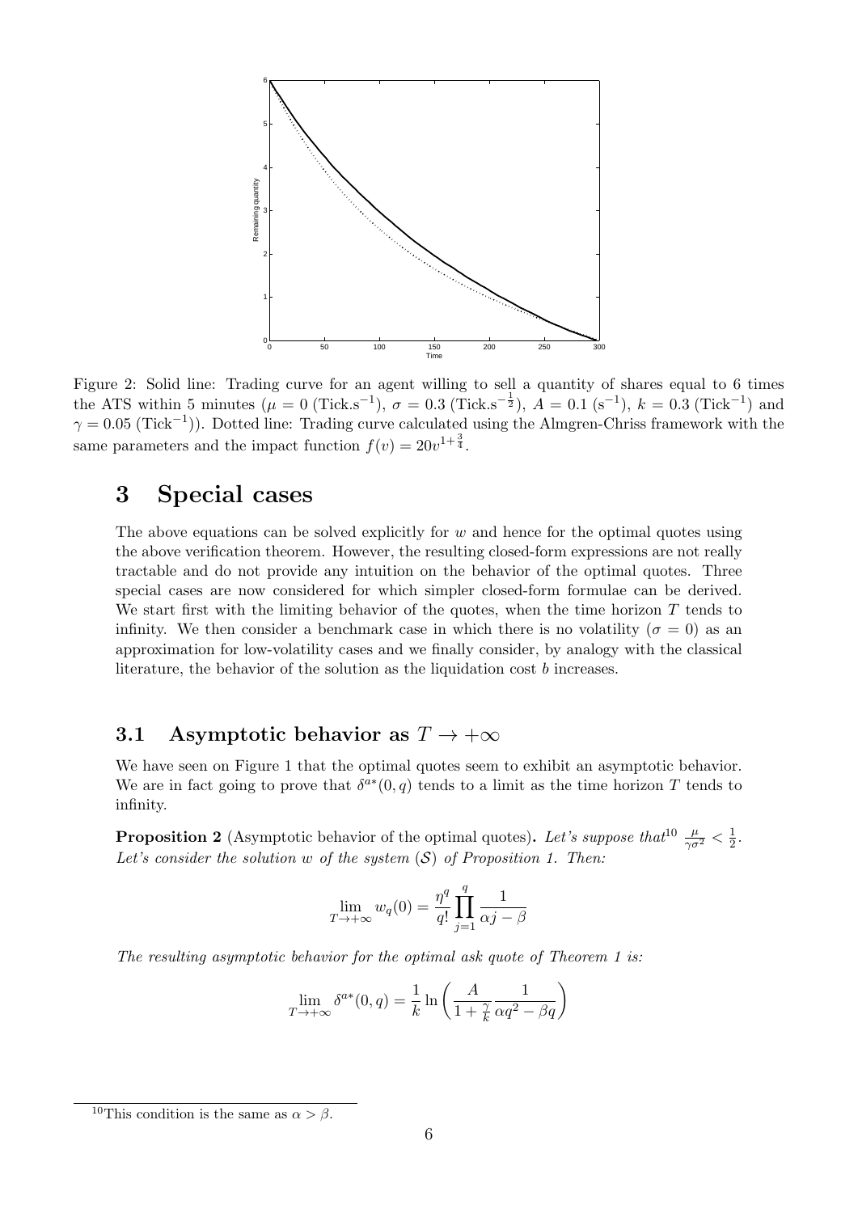Remaining quantity

6
5
4
3
2
1
0

0 50 100 150 200 250 300

Time

Figure 2: Solid line: Trading curve for an agent willing to sell a quantity of shares equal to 6 times the ATS within 5 minutes ($\mu = 0$ (Tick.s$^{-1}$), $\sigma = 0.3$ (Tick.s$^{-\frac{1}{2}}$), $A = 0.1$ (s$^{-1}$), $k = 0.3$ (Tick$^{-1}$) and $\gamma = 0.05$ (Tick$^{-1}$)). Dotted line: Trading curve calculated using the Almgren-Chriss framework with the same parameters and the impact function $f(v) = 20v^{1+\frac{3}{4}}$.

# 3 Special cases

The above equations can be solved explicitly for $w$ and hence for the optimal quotes using the above verification theorem. However, the resulting closed-form expressions are not really tractable and do not provide any intuition on the behavior of the optimal quotes. Three special cases are now considered for which simpler closed-form formulae can be derived. We start first with the limiting behavior of the quotes, when the time horizon $T$ tends to infinity. We then consider a benchmark case in which there is no volatility ($\sigma = 0$) as an approximation for low-volatility cases and we finally consider, by analogy with the classical literature, the behavior of the solution as the liquidation cost $b$ increases.

## 3.1 Asymptotic behavior as $T \to +\infty$

We have seen on Figure 1 that the optimal quotes seem to exhibit an asymptotic behavior. We are in fact going to prove that $\delta^{a*}(0, q)$ tends to a limit as the time horizon $T$ tends to infinity.

**Proposition 2** (Asymptotic behavior of the optimal quotes)**.** *Let's suppose that*[10] $\frac{\mu}{\gamma\sigma^2} < \frac{1}{2}$. *Let's consider the solution $w$ of the system $(\mathcal{S})$ of Proposition 1. Then:*

$$\lim_{T \to +\infty} w_q(0) = \frac{\eta^q}{q!} \prod_{j=1}^{q} \frac{1}{\alpha j - \beta}$$

*The resulting asymptotic behavior for the optimal ask quote of Theorem 1 is:*

$$\lim_{T \to +\infty} \delta^{a*}(0, q) = \frac{1}{k} \ln\left( \frac{A}{1 + \frac{\gamma}{k}} \frac{1}{\alpha q^2 - \beta q} \right)$$

[10] This condition is the same as $\alpha > \beta$.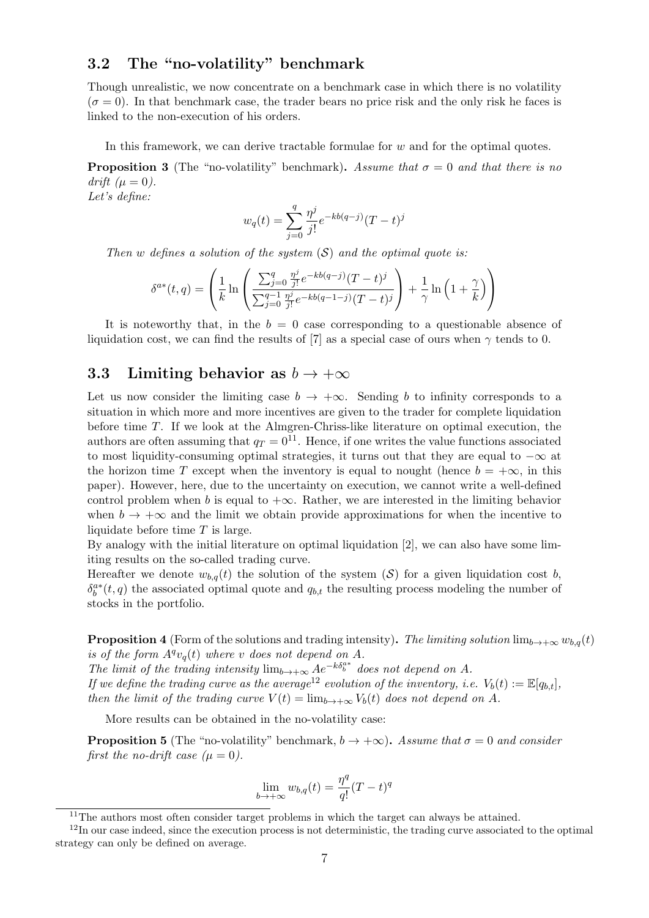## 3.2 The "no-volatility" benchmark

Though unrealistic, we now concentrate on a benchmark case in which there is no volatility ($\sigma = 0$). In that benchmark case, the trader bears no price risk and the only risk he faces is linked to the non-execution of his orders.

In this framework, we can derive tractable formulae for $w$ and for the optimal quotes.

**Proposition 3** (The "no-volatility" benchmark)**.** *Assume that $\sigma = 0$ and that there is no drift ($\mu = 0$).*
*Let's define:*

$$w_q(t) = \sum_{j=0}^{q} \frac{\eta^j}{j!} e^{-kb(q-j)} (T-t)^j$$

*Then $w$ defines a solution of the system $(\mathcal{S})$ and the optimal quote is:*

$$\delta^{a*}(t,q) = \left( \frac{1}{k} \ln \left( \frac{\sum_{j=0}^{q} \frac{\eta^j}{j!} e^{-kb(q-j)} (T-t)^j}{\sum_{j=0}^{q-1} \frac{\eta^j}{j!} e^{-kb(q-1-j)} (T-t)^j} \right) + \frac{1}{\gamma} \ln \left(1 + \frac{\gamma}{k}\right) \right)$$

It is noteworthy that, in the $b = 0$ case corresponding to a questionable absence of liquidation cost, we can find the results of [7] as a special case of ours when $\gamma$ tends to 0.

## 3.3 Limiting behavior as $b \to +\infty$

Let us now consider the limiting case $b \to +\infty$. Sending $b$ to infinity corresponds to a situation in which more and more incentives are given to the trader for complete liquidation before time $T$. If we look at the Almgren-Chriss-like literature on optimal execution, the authors are often assuming that $q_T = 0$[11]. Hence, if one writes the value functions associated to most liquidity-consuming optimal strategies, it turns out that they are equal to $-\infty$ at the horizon time $T$ except when the inventory is equal to nought (hence $b = +\infty$, in this paper). However, here, due to the uncertainty on execution, we cannot write a well-defined control problem when $b$ is equal to $+\infty$. Rather, we are interested in the limiting behavior when $b \to +\infty$ and the limit we obtain provide approximations for when the incentive to liquidate before time $T$ is large.
By analogy with the initial literature on optimal liquidation [2], we can also have some limiting results on the so-called trading curve.
Hereafter we denote $w_{b,q}(t)$ the solution of the system $(\mathcal{S})$ for a given liquidation cost $b$, $\delta_b^{a*}(t,q)$ the associated optimal quote and $q_{b,t}$ the resulting process modeling the number of stocks in the portfolio.

**Proposition 4** (Form of the solutions and trading intensity)**.** *The limiting solution $\lim_{b\to+\infty} w_{b,q}(t)$ is of the form $A^q v_q(t)$ where $v$ does not depend on $A$.*
*The limit of the trading intensity $\lim_{b\to+\infty} Ae^{-k\delta_b^{a*}}$ does not depend on $A$.*
*If we define the trading curve as the average*[12] *evolution of the inventory, i.e. $V_b(t) := \mathbb{E}[q_{b,t}]$, then the limit of the trading curve $V(t) = \lim_{b\to+\infty} V_b(t)$ does not depend on $A$.*

More results can be obtained in the no-volatility case:

**Proposition 5** (The "no-volatility" benchmark, $b \to +\infty$)**.** *Assume that $\sigma = 0$ and consider first the no-drift case ($\mu = 0$).*

$$\lim_{b\to+\infty} w_{b,q}(t) = \frac{\eta^q}{q!}(T-t)^q$$

[11] The authors most often consider target problems in which the target can always be attained.

[12] In our case indeed, since the execution process is not deterministic, the trading curve associated to the optimal strategy can only be defined on average.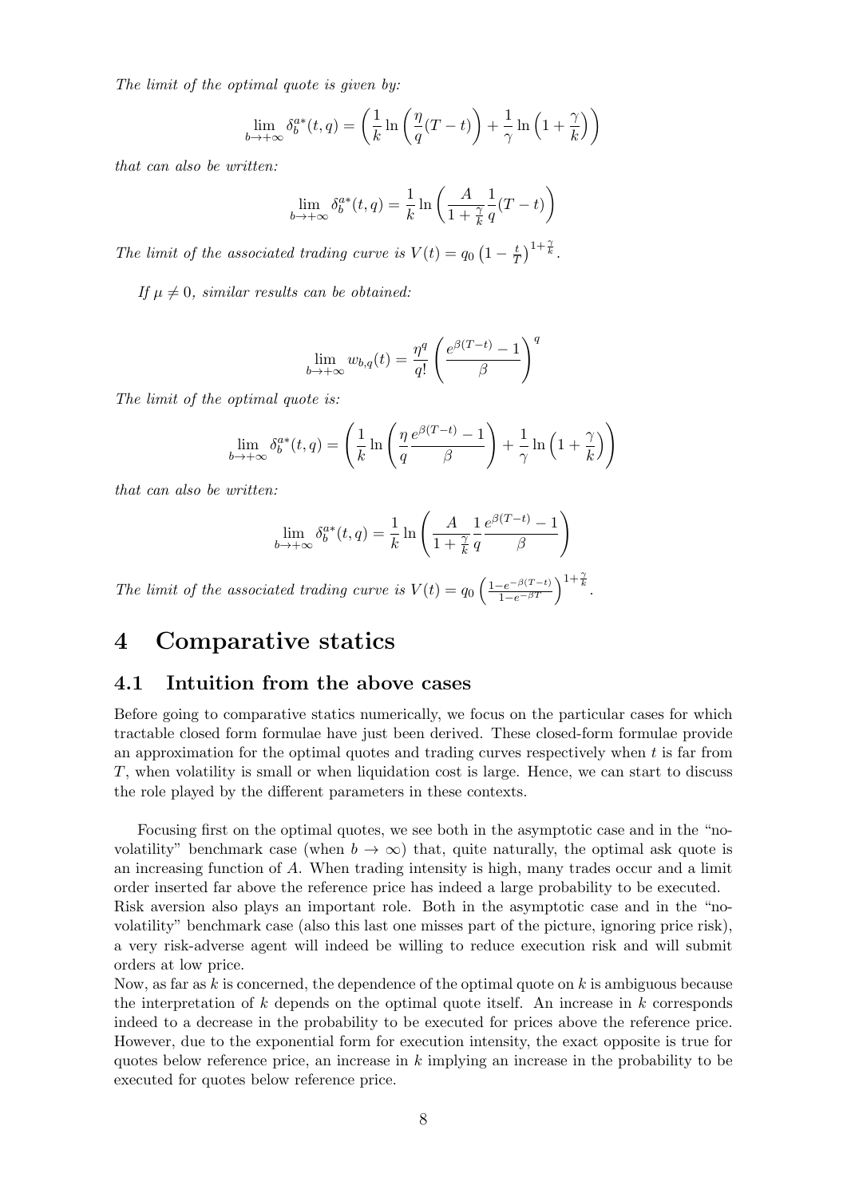*The limit of the optimal quote is given by:*

$$\lim_{b\to+\infty} \delta_b^{a*}(t,q) = \left(\frac{1}{k}\ln\left(\frac{\eta}{q}(T-t)\right) + \frac{1}{\gamma}\ln\left(1+\frac{\gamma}{k}\right)\right)$$

*that can also be written:*

$$\lim_{b\to+\infty} \delta_b^{a*}(t,q) = \frac{1}{k}\ln\left(\frac{A}{1+\frac{\gamma}{k}}\frac{1}{q}(T-t)\right)$$

*The limit of the associated trading curve is* $V(t) = q_0\left(1-\frac{t}{T}\right)^{1+\frac{\gamma}{k}}$.

*If* $\mu \neq 0$*, similar results can be obtained:*

$$\lim_{b\to+\infty} w_{b,q}(t) = \frac{\eta^q}{q!}\left(\frac{e^{\beta(T-t)}-1}{\beta}\right)^q$$

*The limit of the optimal quote is:*

$$\lim_{b\to+\infty} \delta_b^{a*}(t,q) = \left(\frac{1}{k}\ln\left(\frac{\eta}{q}\frac{e^{\beta(T-t)}-1}{\beta}\right) + \frac{1}{\gamma}\ln\left(1+\frac{\gamma}{k}\right)\right)$$

*that can also be written:*

$$\lim_{b\to+\infty} \delta_b^{a*}(t,q) = \frac{1}{k}\ln\left(\frac{A}{1+\frac{\gamma}{k}}\frac{1}{q}\frac{e^{\beta(T-t)}-1}{\beta}\right)$$

*The limit of the associated trading curve is* $V(t) = q_0\left(\frac{1-e^{-\beta(T-t)}}{1-e^{-\beta T}}\right)^{1+\frac{\gamma}{k}}$.

# 4 Comparative statics

## 4.1 Intuition from the above cases

Before going to comparative statics numerically, we focus on the particular cases for which tractable closed form formulae have just been derived. These closed-form formulae provide an approximation for the optimal quotes and trading curves respectively when $t$ is far from $T$, when volatility is small or when liquidation cost is large. Hence, we can start to discuss the role played by the different parameters in these contexts.

Focusing first on the optimal quotes, we see both in the asymptotic case and in the "no-volatility" benchmark case (when $b \to \infty$) that, quite naturally, the optimal ask quote is an increasing function of $A$. When trading intensity is high, many trades occur and a limit order inserted far above the reference price has indeed a large probability to be executed.
Risk aversion also plays an important role. Both in the asymptotic case and in the "no-volatility" benchmark case (also this last one misses part of the picture, ignoring price risk), a very risk-adverse agent will indeed be willing to reduce execution risk and will submit orders at low price.
Now, as far as $k$ is concerned, the dependence of the optimal quote on $k$ is ambiguous because the interpretation of $k$ depends on the optimal quote itself. An increase in $k$ corresponds indeed to a decrease in the probability to be executed for prices above the reference price. However, due to the exponential form for execution intensity, the exact opposite is true for quotes below reference price, an increase in $k$ implying an increase in the probability to be executed for quotes below reference price.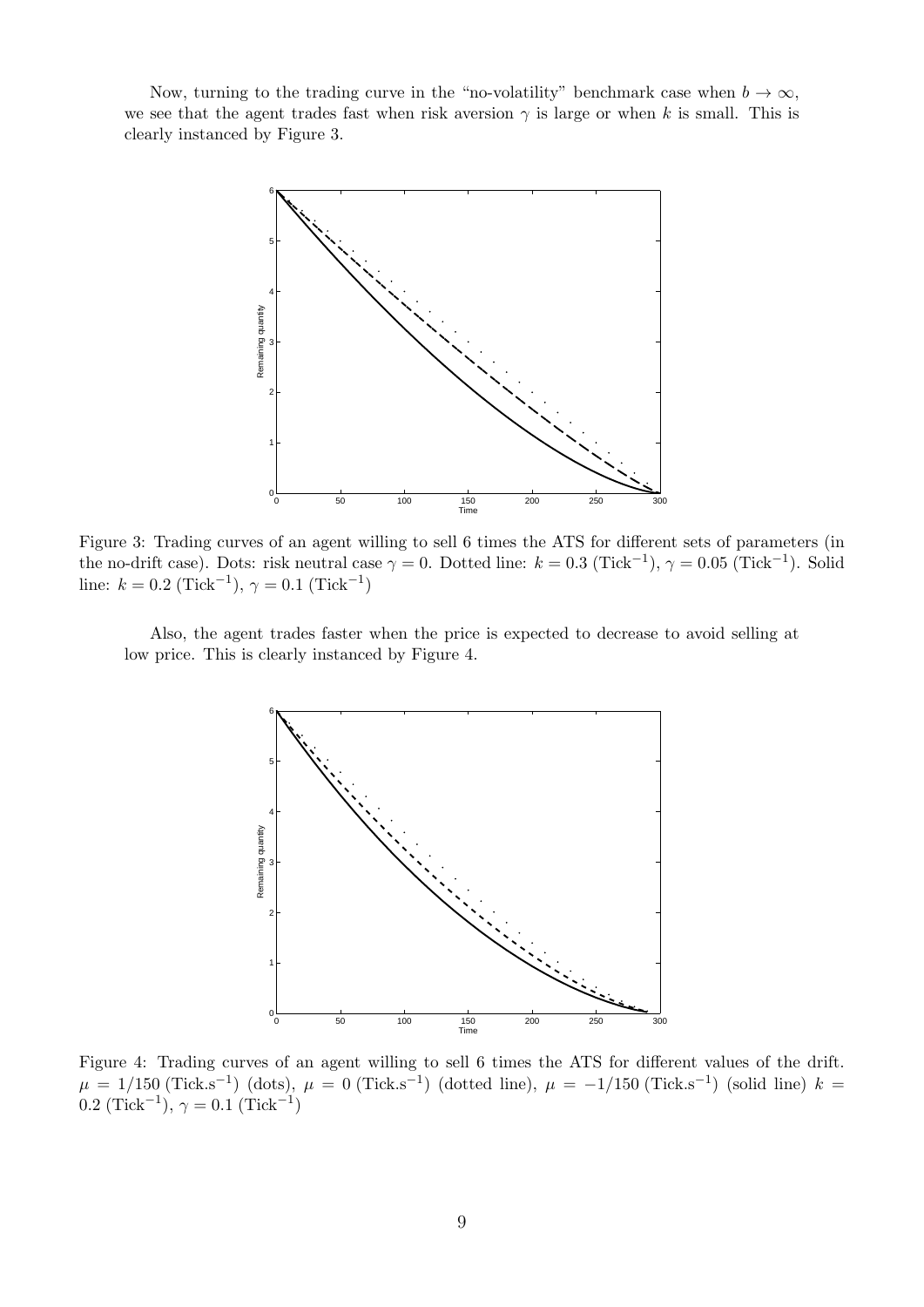Now, turning to the trading curve in the "no-volatility" benchmark case when $b \to \infty$, we see that the agent trades fast when risk aversion $\gamma$ is large or when $k$ is small. This is clearly instanced by Figure 3.

Remaining quantity

Time

0 1 2 3 4 5 6

0 50 100 150 200 250 300

Figure 3: Trading curves of an agent willing to sell 6 times the ATS for different sets of parameters (in the no-drift case). Dots: risk neutral case $\gamma = 0$. Dotted line: $k = 0.3$ (Tick$^{-1}$), $\gamma = 0.05$ (Tick$^{-1}$). Solid line: $k = 0.2$ (Tick$^{-1}$), $\gamma = 0.1$ (Tick$^{-1}$)

Also, the agent trades faster when the price is expected to decrease to avoid selling at low price. This is clearly instanced by Figure 4.

Remaining quantity

Time

0 1 2 3 4 5 6

0 50 100 150 200 250 300

Figure 4: Trading curves of an agent willing to sell 6 times the ATS for different values of the drift. $\mu = 1/150$ (Tick.s$^{-1}$) (dots), $\mu = 0$ (Tick.s$^{-1}$) (dotted line), $\mu = -1/150$ (Tick.s$^{-1}$) (solid line) $k = 0.2$ (Tick$^{-1}$), $\gamma = 0.1$ (Tick$^{-1}$)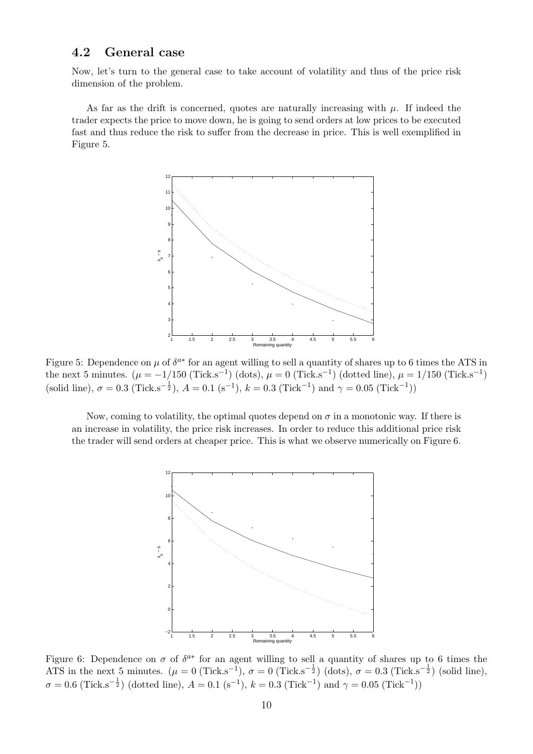## 4.2 General case

Now, let's turn to the general case to take account of volatility and thus of the price risk dimension of the problem.

As far as the drift is concerned, quotes are naturally increasing with $\mu$. If indeed the trader expects the price to move down, he is going to send orders at low prices to be executed fast and thus reduce the risk to suffer from the decrease in price. This is well exemplified in Figure 5.

Figure 5: Dependence on $\mu$ of $\delta^{a*}$ for an agent willing to sell a quantity of shares up to 6 times the ATS in the next 5 minutes. ($\mu = -1/150$ (Tick.s$^{-1}$) (dots), $\mu = 0$ (Tick.s$^{-1}$) (dotted line), $\mu = 1/150$ (Tick.s$^{-1}$) (solid line), $\sigma = 0.3$ (Tick.s$^{-\frac{1}{2}}$), $A = 0.1$ (s$^{-1}$), $k = 0.3$ (Tick$^{-1}$) and $\gamma = 0.05$ (Tick$^{-1}$))

Now, coming to volatility, the optimal quotes depend on $\sigma$ in a monotonic way. If there is an increase in volatility, the price risk increases. In order to reduce this additional price risk the trader will send orders at cheaper price. This is what we observe numerically on Figure 6.

Figure 6: Dependence on $\sigma$ of $\delta^{a*}$ for an agent willing to sell a quantity of shares up to 6 times the ATS in the next 5 minutes. ($\mu = 0$ (Tick.s$^{-1}$), $\sigma = 0$ (Tick.s$^{-\frac{1}{2}}$) (dots), $\sigma = 0.3$ (Tick.s$^{-\frac{1}{2}}$) (solid line), $\sigma = 0.6$ (Tick.s$^{-\frac{1}{2}}$) (dotted line), $A = 0.1$ (s$^{-1}$), $k = 0.3$ (Tick$^{-1}$) and $\gamma = 0.05$ (Tick$^{-1}$))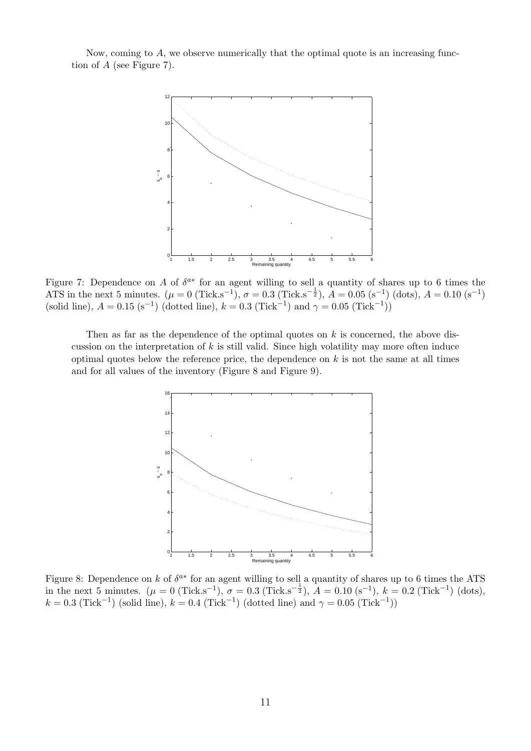Now, coming to $A$, we observe numerically that the optimal quote is an increasing function of $A$ (see Figure 7).

12
10
8
6
4
2
0
1 1.5 2 2.5 3 3.5 4 4.5 5 5.5 6
Remaining quantity
$s_a - s$

Figure 7: Dependence on $A$ of $\delta^{a*}$ for an agent willing to sell a quantity of shares up to 6 times the ATS in the next 5 minutes. ($\mu = 0$ (Tick.s$^{-1}$), $\sigma = 0.3$ (Tick.s$^{-\frac{1}{2}}$), $A = 0.05$ (s$^{-1}$) (dots), $A = 0.10$ (s$^{-1}$) (solid line), $A = 0.15$ (s$^{-1}$) (dotted line), $k = 0.3$ (Tick$^{-1}$) and $\gamma = 0.05$ (Tick$^{-1}$))

Then as far as the dependence of the optimal quotes on $k$ is concerned, the above discussion on the interpretation of $k$ is still valid. Since high volatility may more often induce optimal quotes below the reference price, the dependence on $k$ is not the same at all times and for all values of the inventory (Figure 8 and Figure 9).

16
14
12
10
8
6
4
2
0
1 1.5 2 2.5 3 3.5 4 4.5 5 5.5 6
Remaining quantity
$s_a - s$

Figure 8: Dependence on $k$ of $\delta^{a*}$ for an agent willing to sell a quantity of shares up to 6 times the ATS in the next 5 minutes. ($\mu = 0$ (Tick.s$^{-1}$), $\sigma = 0.3$ (Tick.s$^{-\frac{1}{2}}$), $A = 0.10$ (s$^{-1}$), $k = 0.2$ (Tick$^{-1}$) (dots), $k = 0.3$ (Tick$^{-1}$) (solid line), $k = 0.4$ (Tick$^{-1}$) (dotted line) and $\gamma = 0.05$ (Tick$^{-1}$))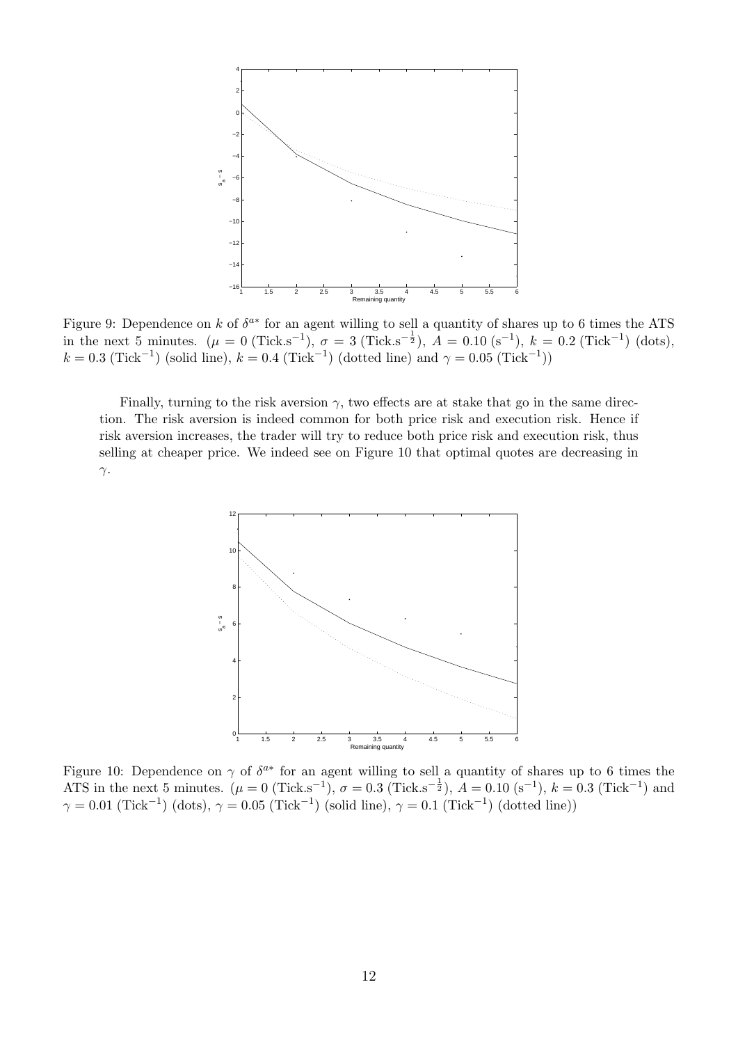4
2
0
−2
−4
−6
−8
−10
−12
−14
−16

1 1.5 2 2.5 3 3.5 4 4.5 5 5.5 6

Remaining quantity

s_a − s

Figure 9: Dependence on $k$ of $\delta^{a*}$ for an agent willing to sell a quantity of shares up to 6 times the ATS in the next 5 minutes. ($\mu = 0$ (Tick.s$^{-1}$), $\sigma = 3$ (Tick.s$^{-\frac{1}{2}}$), $A = 0.10$ (s$^{-1}$), $k = 0.2$ (Tick$^{-1}$) (dots), $k = 0.3$ (Tick$^{-1}$) (solid line), $k = 0.4$ (Tick$^{-1}$) (dotted line) and $\gamma = 0.05$ (Tick$^{-1}$))

Finally, turning to the risk aversion $\gamma$, two effects are at stake that go in the same direction. The risk aversion is indeed common for both price risk and execution risk. Hence if risk aversion increases, the trader will try to reduce both price risk and execution risk, thus selling at cheaper price. We indeed see on Figure 10 that optimal quotes are decreasing in $\gamma$.

12
10
8
6
4
2
0

1 1.5 2 2.5 3 3.5 4 4.5 5 5.5 6

Remaining quantity

s_a − s

Figure 10: Dependence on $\gamma$ of $\delta^{a*}$ for an agent willing to sell a quantity of shares up to 6 times the ATS in the next 5 minutes. ($\mu = 0$ (Tick.s$^{-1}$), $\sigma = 0.3$ (Tick.s$^{-\frac{1}{2}}$), $A = 0.10$ (s$^{-1}$), $k = 0.3$ (Tick$^{-1}$) and $\gamma = 0.01$ (Tick$^{-1}$) (dots), $\gamma = 0.05$ (Tick$^{-1}$) (solid line), $\gamma = 0.1$ (Tick$^{-1}$) (dotted line))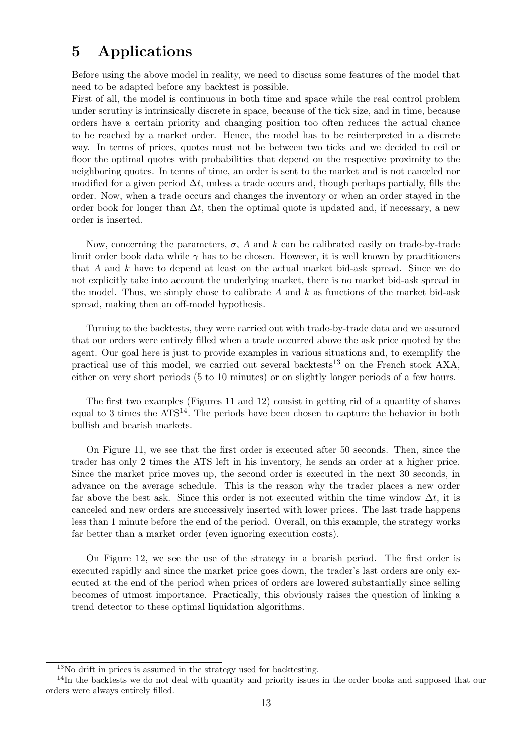# 5 Applications

Before using the above model in reality, we need to discuss some features of the model that need to be adapted before any backtest is possible.

First of all, the model is continuous in both time and space while the real control problem under scrutiny is intrinsically discrete in space, because of the tick size, and in time, because orders have a certain priority and changing position too often reduces the actual chance to be reached by a market order. Hence, the model has to be reinterpreted in a discrete way. In terms of prices, quotes must not be between two ticks and we decided to ceil or floor the optimal quotes with probabilities that depend on the respective proximity to the neighboring quotes. In terms of time, an order is sent to the market and is not canceled nor modified for a given period $\Delta t$, unless a trade occurs and, though perhaps partially, fills the order. Now, when a trade occurs and changes the inventory or when an order stayed in the order book for longer than $\Delta t$, then the optimal quote is updated and, if necessary, a new order is inserted.

Now, concerning the parameters, $\sigma$, $A$ and $k$ can be calibrated easily on trade-by-trade limit order book data while $\gamma$ has to be chosen. However, it is well known by practitioners that $A$ and $k$ have to depend at least on the actual market bid-ask spread. Since we do not explicitly take into account the underlying market, there is no market bid-ask spread in the model. Thus, we simply chose to calibrate $A$ and $k$ as functions of the market bid-ask spread, making then an off-model hypothesis.

Turning to the backtests, they were carried out with trade-by-trade data and we assumed that our orders were entirely filled when a trade occurred above the ask price quoted by the agent. Our goal here is just to provide examples in various situations and, to exemplify the practical use of this model, we carried out several backtests[13] on the French stock AXA, either on very short periods (5 to 10 minutes) or on slightly longer periods of a few hours.

The first two examples (Figures 11 and 12) consist in getting rid of a quantity of shares equal to 3 times the ATS[14]. The periods have been chosen to capture the behavior in both bullish and bearish markets.

On Figure 11, we see that the first order is executed after 50 seconds. Then, since the trader has only 2 times the ATS left in his inventory, he sends an order at a higher price. Since the market price moves up, the second order is executed in the next 30 seconds, in advance on the average schedule. This is the reason why the trader places a new order far above the best ask. Since this order is not executed within the time window $\Delta t$, it is canceled and new orders are successively inserted with lower prices. The last trade happens less than 1 minute before the end of the period. Overall, on this example, the strategy works far better than a market order (even ignoring execution costs).

On Figure 12, we see the use of the strategy in a bearish period. The first order is executed rapidly and since the market price goes down, the trader's last orders are only executed at the end of the period when prices of orders are lowered substantially since selling becomes of utmost importance. Practically, this obviously raises the question of linking a trend detector to these optimal liquidation algorithms.

[13] No drift in prices is assumed in the strategy used for backtesting.

[14] In the backtests we do not deal with quantity and priority issues in the order books and supposed that our orders were always entirely filled.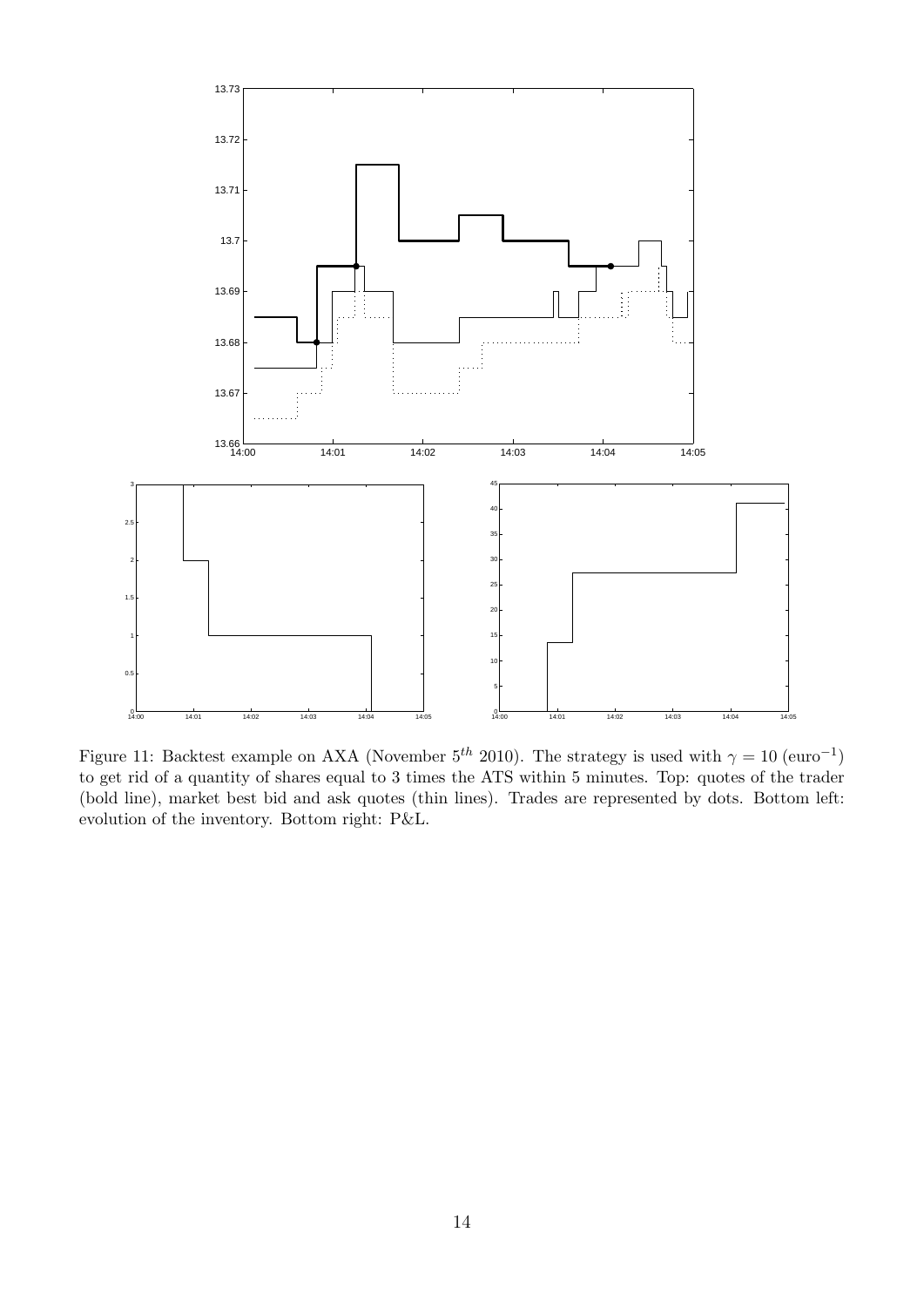13.73
13.72
13.71
13.7
13.69
13.68
13.67
13.66

14:00 14:01 14:02 14:03 14:04 14:05

3
2.5
2
1.5
1
0.5
0

14:00 14:01 14:02 14:03 14:04 14:05

45
40
35
30
25
20
15
10
5
0

14:00 14:01 14:02 14:03 14:04 14:05

Figure 11: Backtest example on AXA (November $5^{th}$ 2010). The strategy is used with $\gamma = 10$ (euro$^{-1}$) to get rid of a quantity of shares equal to 3 times the ATS within 5 minutes. Top: quotes of the trader (bold line), market best bid and ask quotes (thin lines). Trades are represented by dots. Bottom left: evolution of the inventory. Bottom right: P&L.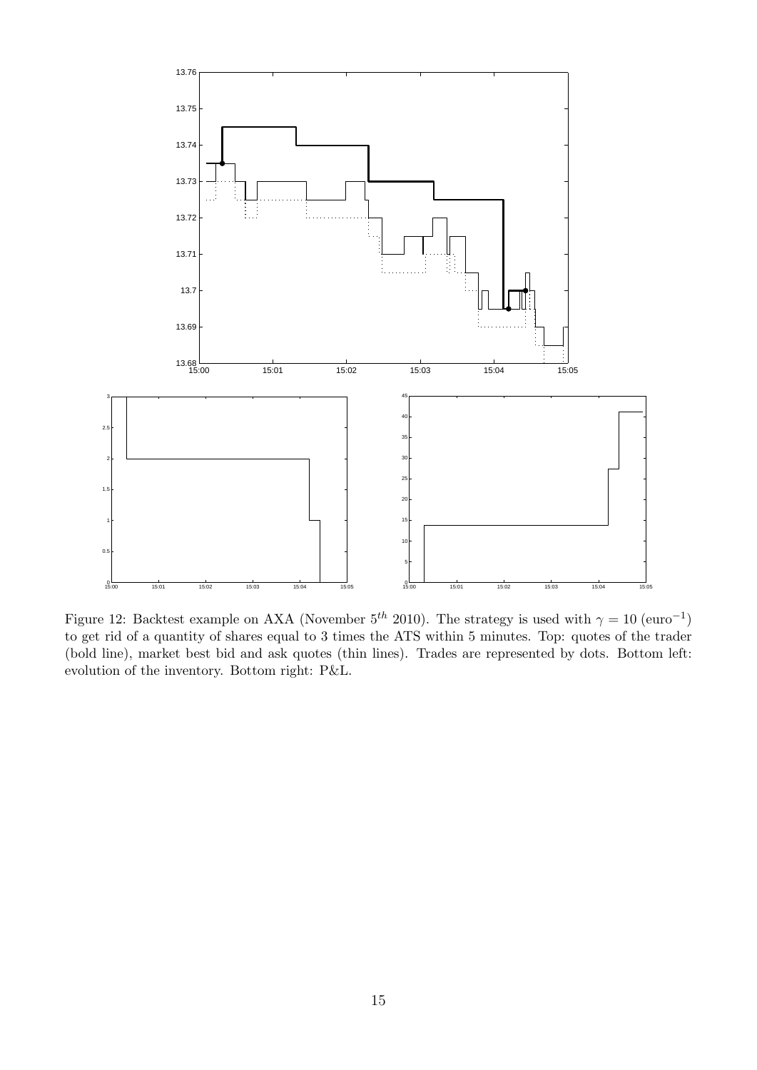13.76
13.75
13.74
13.73
13.72
13.71
13.7
13.69
13.68

15:00 15:01 15:02 15:03 15:04 15:05

3
2.5
2
1.5
1
0.5
0

15:00 15:01 15:02 15:03 15:04 15:05

45
40
35
30
25
20
15
10
5
0

15:00 15:01 15:02 15:03 15:04 15:05

Figure 12: Backtest example on AXA (November $5^{th}$ 2010). The strategy is used with $\gamma = 10$ (euro$^{-1}$) to get rid of a quantity of shares equal to 3 times the ATS within 5 minutes. Top: quotes of the trader (bold line), market best bid and ask quotes (thin lines). Trades are represented by dots. Bottom left: evolution of the inventory. Bottom right: P&L.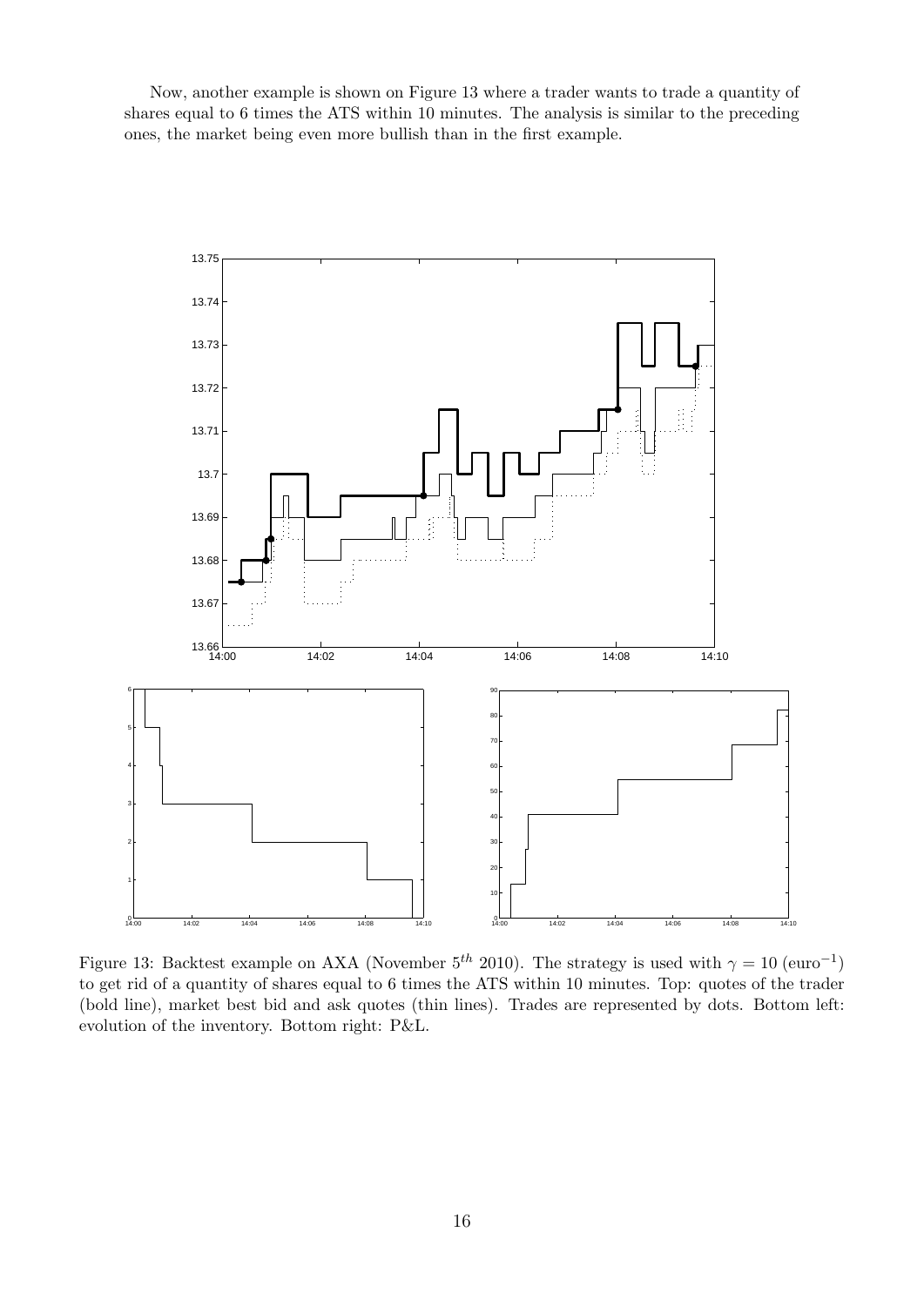Now, another example is shown on Figure 13 where a trader wants to trade a quantity of shares equal to 6 times the ATS within 10 minutes. The analysis is similar to the preceding ones, the market being even more bullish than in the first example.

13.75
13.74
13.73
13.72
13.71
13.7
13.69
13.68
13.67
13.66
14:00
14:02
14:04
14:06
14:08
14:10

6
5
4
3
2
1
0
14:00
14:02
14:04
14:06
14:08
14:10

90
80
70
60
50
40
30
20
10
0
14:00
14:02
14:04
14:06
14:08
14:10

Figure 13: Backtest example on AXA (November $5^{th}$ 2010). The strategy is used with $\gamma = 10$ (euro$^{-1}$) to get rid of a quantity of shares equal to 6 times the ATS within 10 minutes. Top: quotes of the trader (bold line), market best bid and ask quotes (thin lines). Trades are represented by dots. Bottom left: evolution of the inventory. Bottom right: P&L.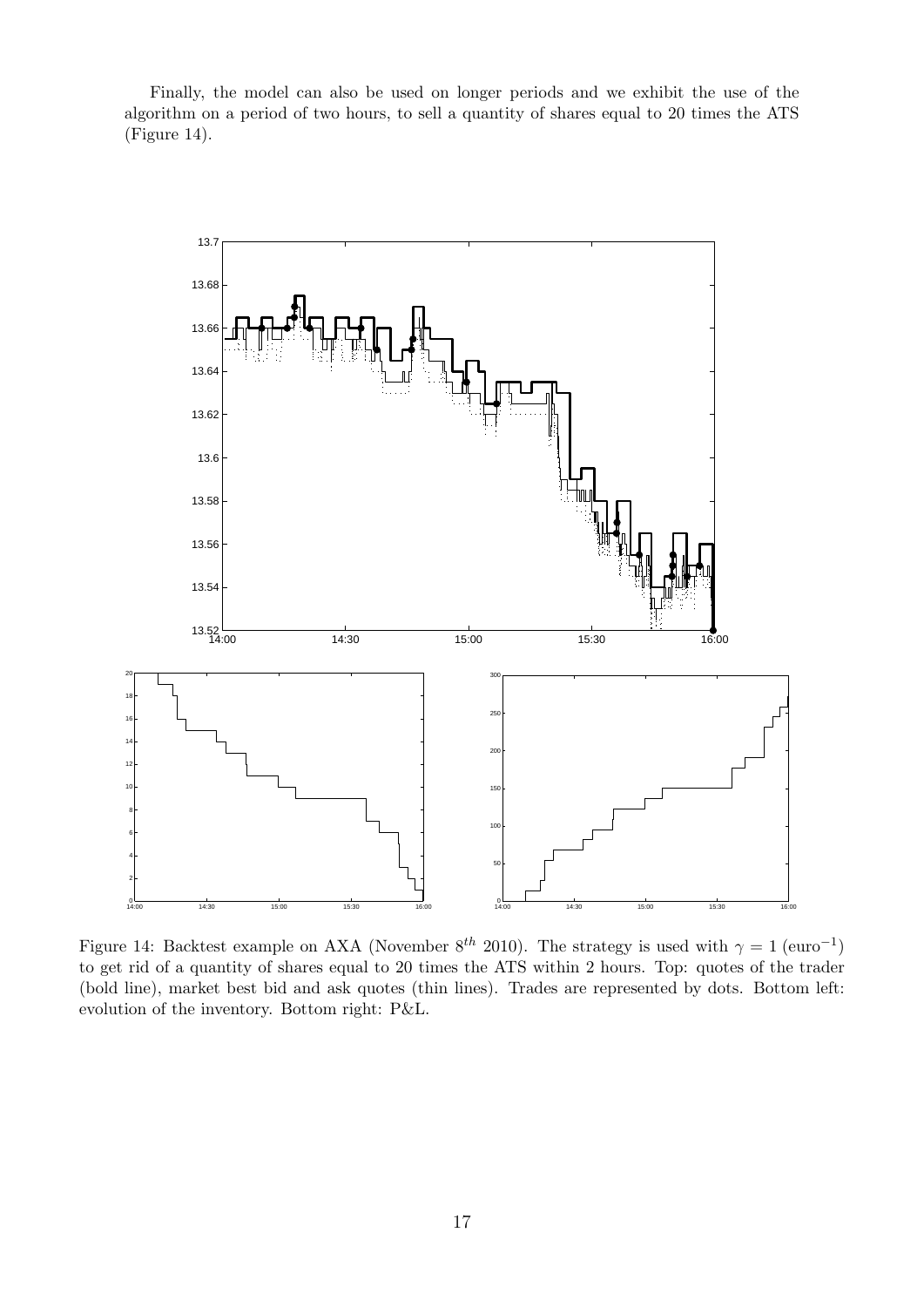Finally, the model can also be used on longer periods and we exhibit the use of the algorithm on a period of two hours, to sell a quantity of shares equal to 20 times the ATS (Figure 14).

13.7
13.68
13.66
13.64
13.62
13.6
13.58
13.56
13.54
13.52
14:00
14:30
15:00
15:30
16:00

20
18
16
14
12
10
8
6
4
2
0
14:00
14:30
15:00
15:30
16:00

300
250
200
150
100
50
0
14:00
14:30
15:00
15:30
16:00

Figure 14: Backtest example on AXA (November $8^{th}$ 2010). The strategy is used with $\gamma = 1$ (euro$^{-1}$) to get rid of a quantity of shares equal to 20 times the ATS within 2 hours. Top: quotes of the trader (bold line), market best bid and ask quotes (thin lines). Trades are represented by dots. Bottom left: evolution of the inventory. Bottom right: P&L.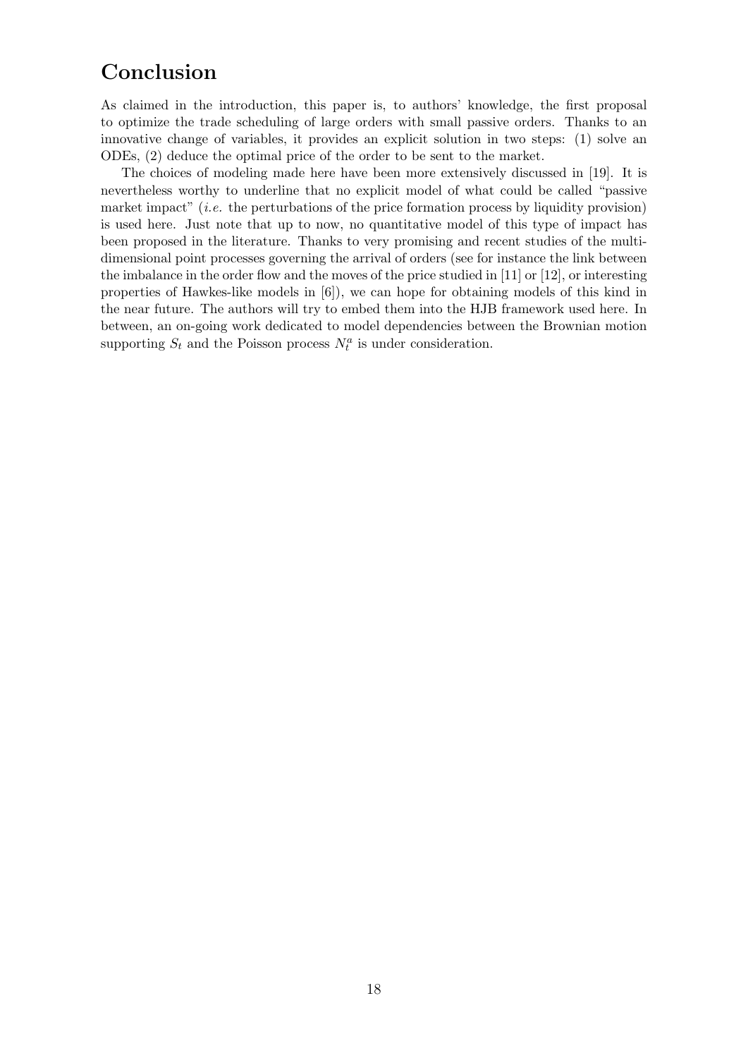# Conclusion

As claimed in the introduction, this paper is, to authors' knowledge, the first proposal to optimize the trade scheduling of large orders with small passive orders. Thanks to an innovative change of variables, it provides an explicit solution in two steps: (1) solve an ODEs, (2) deduce the optimal price of the order to be sent to the market.

The choices of modeling made here have been more extensively discussed in [19]. It is nevertheless worthy to underline that no explicit model of what could be called "passive market impact" (*i.e.* the perturbations of the price formation process by liquidity provision) is used here. Just note that up to now, no quantitative model of this type of impact has been proposed in the literature. Thanks to very promising and recent studies of the multi-dimensional point processes governing the arrival of orders (see for instance the link between the imbalance in the order flow and the moves of the price studied in [11] or [12], or interesting properties of Hawkes-like models in [6]), we can hope for obtaining models of this kind in the near future. The authors will try to embed them into the HJB framework used here. In between, an on-going work dedicated to model dependencies between the Brownian motion supporting $S_t$ and the Poisson process $N_t^a$ is under consideration.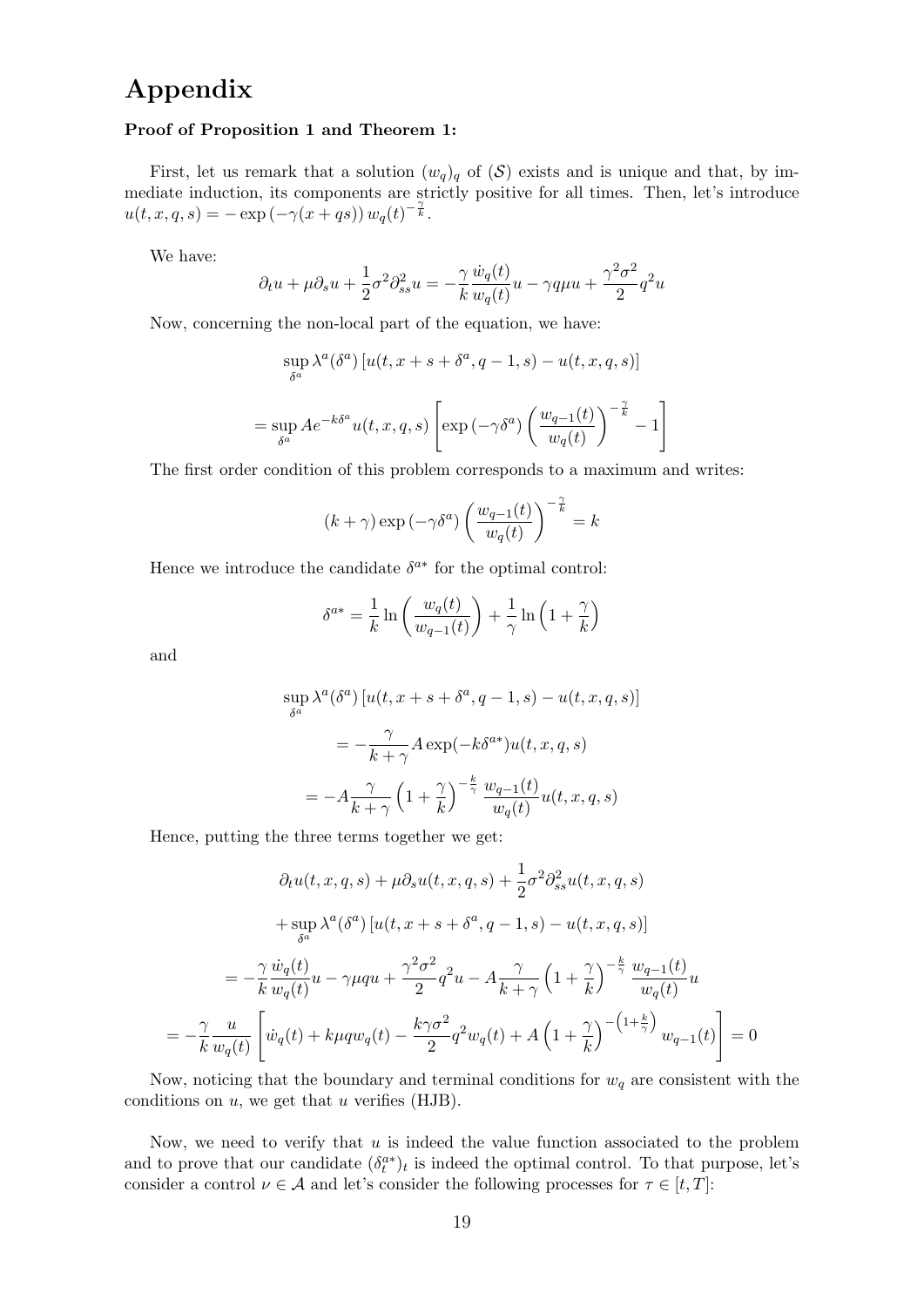# Appendix

**Proof of Proposition 1 and Theorem 1:**

First, let us remark that a solution $(w_q)_q$ of $(\mathcal{S})$ exists and is unique and that, by immediate induction, its components are strictly positive for all times. Then, let's introduce $u(t,x,q,s) = -\exp\left(-\gamma(x+qs)\right) w_q(t)^{-\frac{\gamma}{k}}$.

We have:

$$\partial_t u + \mu \partial_s u + \frac{1}{2}\sigma^2 \partial^2_{ss} u = -\frac{\gamma}{k}\frac{\dot{w}_q(t)}{w_q(t)} u - \gamma q \mu u + \frac{\gamma^2\sigma^2}{2} q^2 u$$

Now, concerning the non-local part of the equation, we have:

$$\sup_{\delta^a} \lambda^a(\delta^a)\left[u(t, x+s+\delta^a, q-1, s) - u(t,x,q,s)\right]$$

$$= \sup_{\delta^a} A e^{-k\delta^a} u(t,x,q,s) \left[\exp\left(-\gamma\delta^a\right)\left(\frac{w_{q-1}(t)}{w_q(t)}\right)^{-\frac{\gamma}{k}} - 1\right]$$

The first order condition of this problem corresponds to a maximum and writes:

$$(k+\gamma)\exp\left(-\gamma\delta^a\right)\left(\frac{w_{q-1}(t)}{w_q(t)}\right)^{-\frac{\gamma}{k}} = k$$

Hence we introduce the candidate $\delta^{a*}$ for the optimal control:

$$\delta^{a*} = \frac{1}{k}\ln\left(\frac{w_q(t)}{w_{q-1}(t)}\right) + \frac{1}{\gamma}\ln\left(1+\frac{\gamma}{k}\right)$$

and

$$\sup_{\delta^a} \lambda^a(\delta^a)\left[u(t, x+s+\delta^a, q-1, s) - u(t,x,q,s)\right]$$

$$= -\frac{\gamma}{k+\gamma} A \exp(-k\delta^{a*}) u(t,x,q,s)$$

$$= -A\frac{\gamma}{k+\gamma}\left(1+\frac{\gamma}{k}\right)^{-\frac{k}{\gamma}} \frac{w_{q-1}(t)}{w_q(t)} u(t,x,q,s)$$

Hence, putting the three terms together we get:

$$\partial_t u(t,x,q,s) + \mu\partial_s u(t,x,q,s) + \frac{1}{2}\sigma^2\partial^2_{ss} u(t,x,q,s)$$

$$+ \sup_{\delta^a} \lambda^a(\delta^a)\left[u(t, x+s+\delta^a, q-1, s) - u(t,x,q,s)\right]$$

$$= -\frac{\gamma}{k}\frac{\dot{w}_q(t)}{w_q(t)} u - \gamma\mu q u + \frac{\gamma^2\sigma^2}{2} q^2 u - A\frac{\gamma}{k+\gamma}\left(1+\frac{\gamma}{k}\right)^{-\frac{k}{\gamma}}\frac{w_{q-1}(t)}{w_q(t)} u$$

$$= -\frac{\gamma}{k}\frac{u}{w_q(t)}\left[\dot{w}_q(t) + k\mu q w_q(t) - \frac{k\gamma\sigma^2}{2} q^2 w_q(t) + A\left(1+\frac{\gamma}{k}\right)^{-\left(1+\frac{k}{\gamma}\right)} w_{q-1}(t)\right] = 0$$

Now, noticing that the boundary and terminal conditions for $w_q$ are consistent with the conditions on $u$, we get that $u$ verifies (HJB).

Now, we need to verify that $u$ is indeed the value function associated to the problem and to prove that our candidate $(\delta^{a*}_t)_t$ is indeed the optimal control. To that purpose, let's consider a control $\nu \in \mathcal{A}$ and let's consider the following processes for $\tau \in [t, T]$: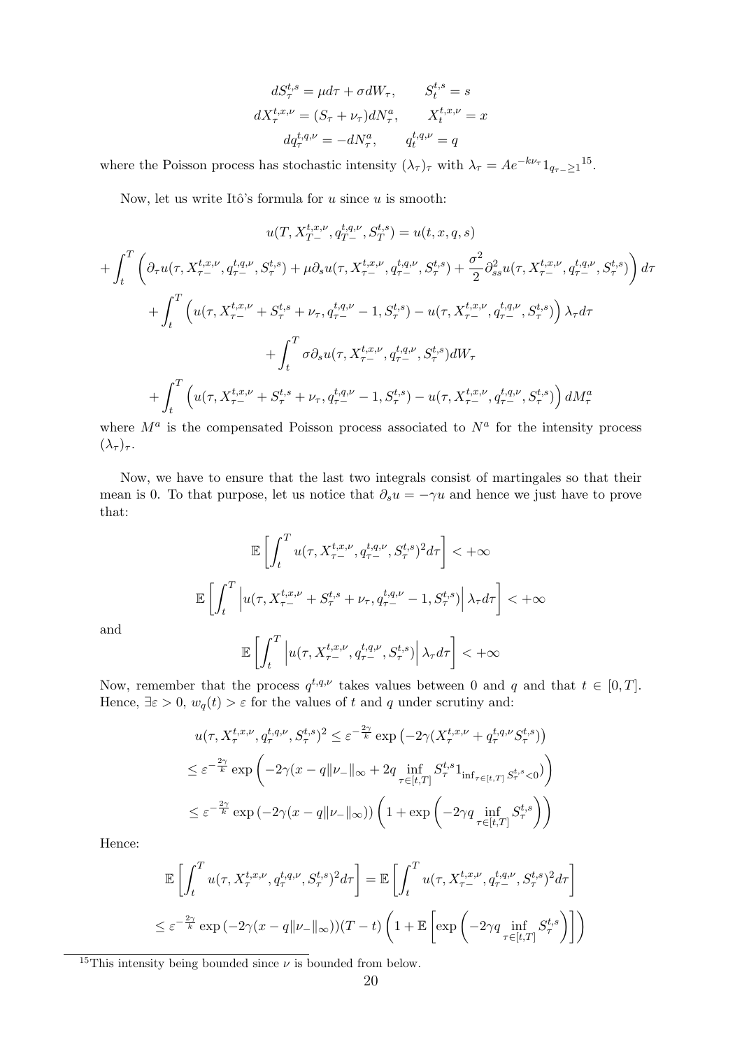$$dS_\tau^{t,s} = \mu d\tau + \sigma dW_\tau, \qquad S_t^{t,s} = s$$

$$dX_\tau^{t,x,\nu} = (S_\tau + \nu_\tau) dN_\tau^a, \qquad X_t^{t,x,\nu} = x$$

$$dq_\tau^{t,q,\nu} = -dN_\tau^a, \qquad q_t^{t,q,\nu} = q$$

where the Poisson process has stochastic intensity $(\lambda_\tau)_\tau$ with $\lambda_\tau = Ae^{-k\nu_\tau} 1_{q_{\tau-} \geq 1}$[15].

Now, let us write Itô's formula for $u$ since $u$ is smooth:

$$u(T, X_{T-}^{t,x,\nu}, q_{T-}^{t,q,\nu}, S_T^{t,s}) = u(t,x,q,s)$$

$$+ \int_t^T \left( \partial_\tau u(\tau, X_{\tau-}^{t,x,\nu}, q_{\tau-}^{t,q,\nu}, S_\tau^{t,s}) + \mu \partial_s u(\tau, X_{\tau-}^{t,x,\nu}, q_{\tau-}^{t,q,\nu}, S_\tau^{t,s}) + \frac{\sigma^2}{2} \partial_{ss}^2 u(\tau, X_{\tau-}^{t,x,\nu}, q_{\tau-}^{t,q,\nu}, S_\tau^{t,s}) \right) d\tau$$

$$+ \int_t^T \left( u(\tau, X_{\tau-}^{t,x,\nu} + S_\tau^{t,s} + \nu_\tau, q_{\tau-}^{t,q,\nu} - 1, S_\tau^{t,s}) - u(\tau, X_{\tau-}^{t,x,\nu}, q_{\tau-}^{t,q,\nu}, S_\tau^{t,s}) \right) \lambda_\tau d\tau$$

$$+ \int_t^T \sigma \partial_s u(\tau, X_{\tau-}^{t,x,\nu}, q_{\tau-}^{t,q,\nu}, S_\tau^{t,s}) dW_\tau$$

$$+ \int_t^T \left( u(\tau, X_{\tau-}^{t,x,\nu} + S_\tau^{t,s} + \nu_\tau, q_{\tau-}^{t,q,\nu} - 1, S_\tau^{t,s}) - u(\tau, X_{\tau-}^{t,x,\nu}, q_{\tau-}^{t,q,\nu}, S_\tau^{t,s}) \right) dM_\tau^a$$

where $M^a$ is the compensated Poisson process associated to $N^a$ for the intensity process $(\lambda_\tau)_\tau$.

Now, we have to ensure that the last two integrals consist of martingales so that their mean is 0. To that purpose, let us notice that $\partial_s u = -\gamma u$ and hence we just have to prove that:

$$\mathbb{E}\left[ \int_t^T u(\tau, X_{\tau-}^{t,x,\nu}, q_{\tau-}^{t,q,\nu}, S_\tau^{t,s})^2 d\tau \right] < +\infty$$

$$\mathbb{E}\left[ \int_t^T \left| u(\tau, X_{\tau-}^{t,x,\nu} + S_\tau^{t,s} + \nu_\tau, q_{\tau-}^{t,q,\nu} - 1, S_\tau^{t,s}) \right| \lambda_\tau d\tau \right] < +\infty$$

and

$$\mathbb{E}\left[ \int_t^T \left| u(\tau, X_{\tau-}^{t,x,\nu}, q_{\tau-}^{t,q,\nu}, S_\tau^{t,s}) \right| \lambda_\tau d\tau \right] < +\infty$$

Now, remember that the process $q^{t,q,\nu}$ takes values between 0 and $q$ and that $t \in [0,T]$. Hence, $\exists \varepsilon > 0$, $w_q(t) > \varepsilon$ for the values of $t$ and $q$ under scrutiny and:

$$u(\tau, X_\tau^{t,x,\nu}, q_\tau^{t,q,\nu}, S_\tau^{t,s})^2 \leq \varepsilon^{-\frac{2\gamma}{k}} \exp\left(-2\gamma(X_\tau^{t,x,\nu} + q_\tau^{t,q,\nu} S_\tau^{t,s})\right)$$

$$\leq \varepsilon^{-\frac{2\gamma}{k}} \exp\left(-2\gamma(x - q\|\nu_-\|_\infty + 2q \inf_{\tau \in [t,T]} S_\tau^{t,s} 1_{\inf_{\tau \in [t,T]} S_\tau^{t,s} < 0})\right)$$

$$\leq \varepsilon^{-\frac{2\gamma}{k}} \exp\left(-2\gamma(x - q\|\nu_-\|_\infty)\right) \left(1 + \exp\left(-2\gamma q \inf_{\tau \in [t,T]} S_\tau^{t,s}\right)\right)$$

Hence:

$$\mathbb{E}\left[ \int_t^T u(\tau, X_\tau^{t,x,\nu}, q_\tau^{t,q,\nu}, S_\tau^{t,s})^2 d\tau \right] = \mathbb{E}\left[ \int_t^T u(\tau, X_{\tau-}^{t,x,\nu}, q_{\tau-}^{t,q,\nu}, S_\tau^{t,s})^2 d\tau \right]$$

$$\leq \varepsilon^{-\frac{2\gamma}{k}} \exp\left(-2\gamma(x - q\|\nu_-\|_\infty)\right)(T-t) \left(1 + \mathbb{E}\left[\exp\left(-2\gamma q \inf_{\tau \in [t,T]} S_\tau^{t,s}\right)\right]\right)$$

[15] This intensity being bounded since $\nu$ is bounded from below.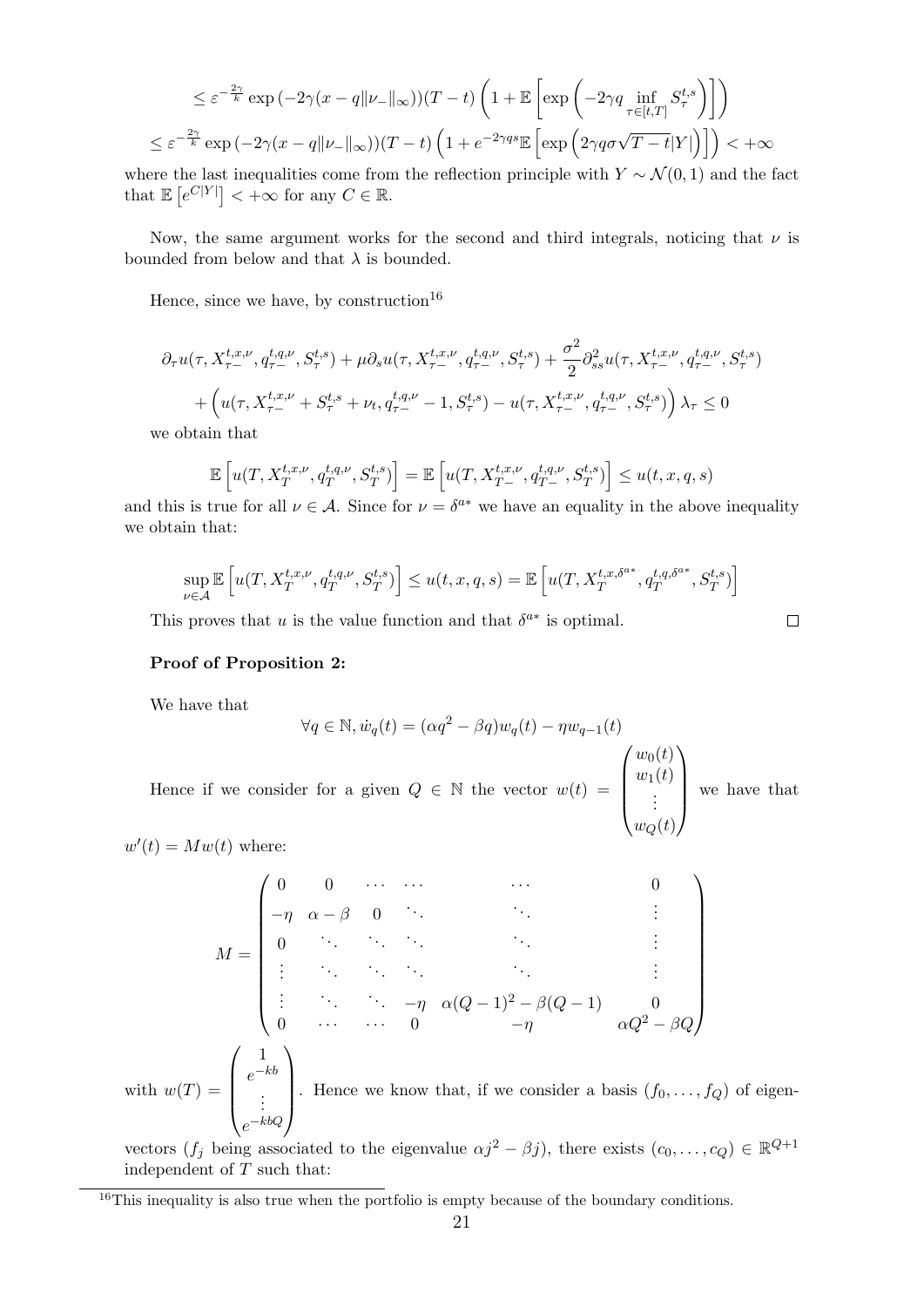$$\leq \varepsilon^{-\frac{2\gamma}{k}} \exp\left(-2\gamma(x - q\|\nu_-\|_\infty)\right)(T-t)\left(1 + \mathbb{E}\left[\exp\left(-2\gamma q \inf_{\tau\in[t,T]} S_\tau^{t,s}\right)\right]\right)$$

$$\leq \varepsilon^{-\frac{2\gamma}{k}} \exp\left(-2\gamma(x - q\|\nu_-\|_\infty)\right)(T-t)\left(1 + e^{-2\gamma q s}\mathbb{E}\left[\exp\left(2\gamma q\sigma\sqrt{T-t}|Y|\right)\right]\right) < +\infty$$

where the last inequalities come from the reflection principle with $Y \sim \mathcal{N}(0,1)$ and the fact that $\mathbb{E}\left[e^{C|Y|}\right] < +\infty$ for any $C \in \mathbb{R}$.

Now, the same argument works for the second and third integrals, noticing that $\nu$ is bounded from below and that $\lambda$ is bounded.

Hence, since we have, by construction[16]

$$\partial_\tau u(\tau, X_{\tau-}^{t,x,\nu}, q_{\tau-}^{t,q,\nu}, S_\tau^{t,s}) + \mu\partial_s u(\tau, X_{\tau-}^{t,x,\nu}, q_{\tau-}^{t,q,\nu}, S_\tau^{t,s}) + \frac{\sigma^2}{2}\partial_{ss}^2 u(\tau, X_{\tau-}^{t,x,\nu}, q_{\tau-}^{t,q,\nu}, S_\tau^{t,s})$$
$$+ \left(u(\tau, X_{\tau-}^{t,x,\nu} + S_\tau^{t,s} + \nu_t, q_{\tau-}^{t,q,\nu} - 1, S_\tau^{t,s}) - u(\tau, X_{\tau-}^{t,x,\nu}, q_{\tau-}^{t,q,\nu}, S_\tau^{t,s})\right)\lambda_\tau \leq 0$$

we obtain that

$$\mathbb{E}\left[u(T, X_T^{t,x,\nu}, q_T^{t,q,\nu}, S_T^{t,s})\right] = \mathbb{E}\left[u(T, X_{T-}^{t,x,\nu}, q_{T-}^{t,q,\nu}, S_T^{t,s})\right] \leq u(t,x,q,s)$$

and this is true for all $\nu \in \mathcal{A}$. Since for $\nu = \delta^{a*}$ we have an equality in the above inequality we obtain that:

$$\sup_{\nu\in\mathcal{A}} \mathbb{E}\left[u(T, X_T^{t,x,\nu}, q_T^{t,q,\nu}, S_T^{t,s})\right] \leq u(t,x,q,s) = \mathbb{E}\left[u(T, X_T^{t,x,\delta^{a*}}, q_T^{t,q,\delta^{a*}}, S_T^{t,s})\right]$$

This proves that $u$ is the value function and that $\delta^{a*}$ is optimal. □

**Proof of Proposition 2:**

We have that

$$\forall q \in \mathbb{N}, \dot{w}_q(t) = (\alpha q^2 - \beta q)w_q(t) - \eta w_{q-1}(t)$$

Hence if we consider for a given $Q \in \mathbb{N}$ the vector $w(t) = \begin{pmatrix} w_0(t) \\ w_1(t) \\ \vdots \\ w_Q(t) \end{pmatrix}$ we have that $w'(t) = Mw(t)$ where:

$$M = \begin{pmatrix} 0 & 0 & \cdots & \cdots & \cdots & 0 \\ -\eta & \alpha - \beta & 0 & \ddots & \ddots & \vdots \\ 0 & \ddots & \ddots & \ddots & \ddots & \vdots \\ \vdots & \ddots & \ddots & \ddots & \ddots & \vdots \\ \vdots & \ddots & \ddots & -\eta & \alpha(Q-1)^2 - \beta(Q-1) & 0 \\ 0 & \cdots & \cdots & 0 & -\eta & \alpha Q^2 - \beta Q \end{pmatrix}$$

with $w(T) = \begin{pmatrix} 1 \\ e^{-kb} \\ \vdots \\ e^{-kbQ} \end{pmatrix}$. Hence we know that, if we consider a basis $(f_0, \ldots, f_Q)$ of eigenvectors ($f_j$ being associated to the eigenvalue $\alpha j^2 - \beta j$), there exists $(c_0, \ldots, c_Q) \in \mathbb{R}^{Q+1}$ independent of $T$ such that:

[16] This inequality is also true when the portfolio is empty because of the boundary conditions.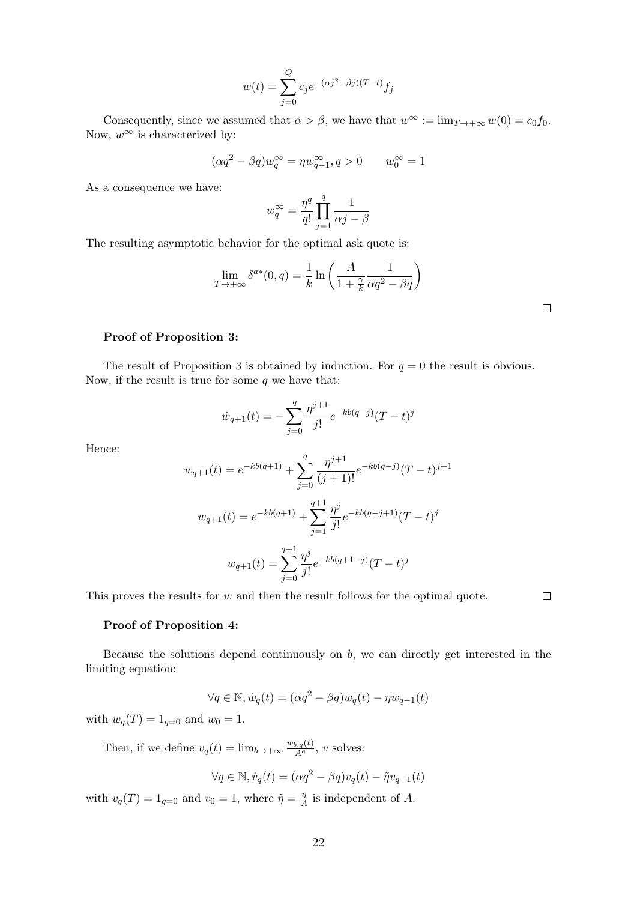$$w(t) = \sum_{j=0}^{Q} c_j e^{-(\alpha j^2 - \beta j)(T-t)} f_j$$

Consequently, since we assumed that $\alpha > \beta$, we have that $w^\infty := \lim_{T\to+\infty} w(0) = c_0 f_0$. Now, $w^\infty$ is characterized by:

$$(\alpha q^2 - \beta q) w_q^\infty = \eta w_{q-1}^\infty, q > 0 \qquad w_0^\infty = 1$$

As a consequence we have:

$$w_q^\infty = \frac{\eta^q}{q!} \prod_{j=1}^{q} \frac{1}{\alpha j - \beta}$$

The resulting asymptotic behavior for the optimal ask quote is:

$$\lim_{T\to+\infty} \delta^{a*}(0,q) = \frac{1}{k} \ln\left(\frac{A}{1+\frac{\gamma}{k}} \frac{1}{\alpha q^2 - \beta q}\right)$$

□

**Proof of Proposition 3:**

The result of Proposition 3 is obtained by induction. For $q = 0$ the result is obvious. Now, if the result is true for some $q$ we have that:

$$\dot{w}_{q+1}(t) = -\sum_{j=0}^{q} \frac{\eta^{j+1}}{j!} e^{-kb(q-j)} (T-t)^j$$

Hence:

$$w_{q+1}(t) = e^{-kb(q+1)} + \sum_{j=0}^{q} \frac{\eta^{j+1}}{(j+1)!} e^{-kb(q-j)} (T-t)^{j+1}$$

$$w_{q+1}(t) = e^{-kb(q+1)} + \sum_{j=1}^{q+1} \frac{\eta^{j}}{j!} e^{-kb(q-j+1)} (T-t)^{j}$$

$$w_{q+1}(t) = \sum_{j=0}^{q+1} \frac{\eta^{j}}{j!} e^{-kb(q+1-j)} (T-t)^{j}$$

This proves the results for $w$ and then the result follows for the optimal quote. □

**Proof of Proposition 4:**

Because the solutions depend continuously on $b$, we can directly get interested in the limiting equation:

$$\forall q \in \mathbb{N}, \dot{w}_q(t) = (\alpha q^2 - \beta q) w_q(t) - \eta w_{q-1}(t)$$

with $w_q(T) = 1_{q=0}$ and $w_0 = 1$.

Then, if we define $v_q(t) = \lim_{b\to+\infty} \frac{w_{b,q}(t)}{A^q}$, $v$ solves:

$$\forall q \in \mathbb{N}, \dot{v}_q(t) = (\alpha q^2 - \beta q) v_q(t) - \tilde{\eta} v_{q-1}(t)$$

with $v_q(T) = 1_{q=0}$ and $v_0 = 1$, where $\tilde{\eta} = \frac{\eta}{A}$ is independent of $A$.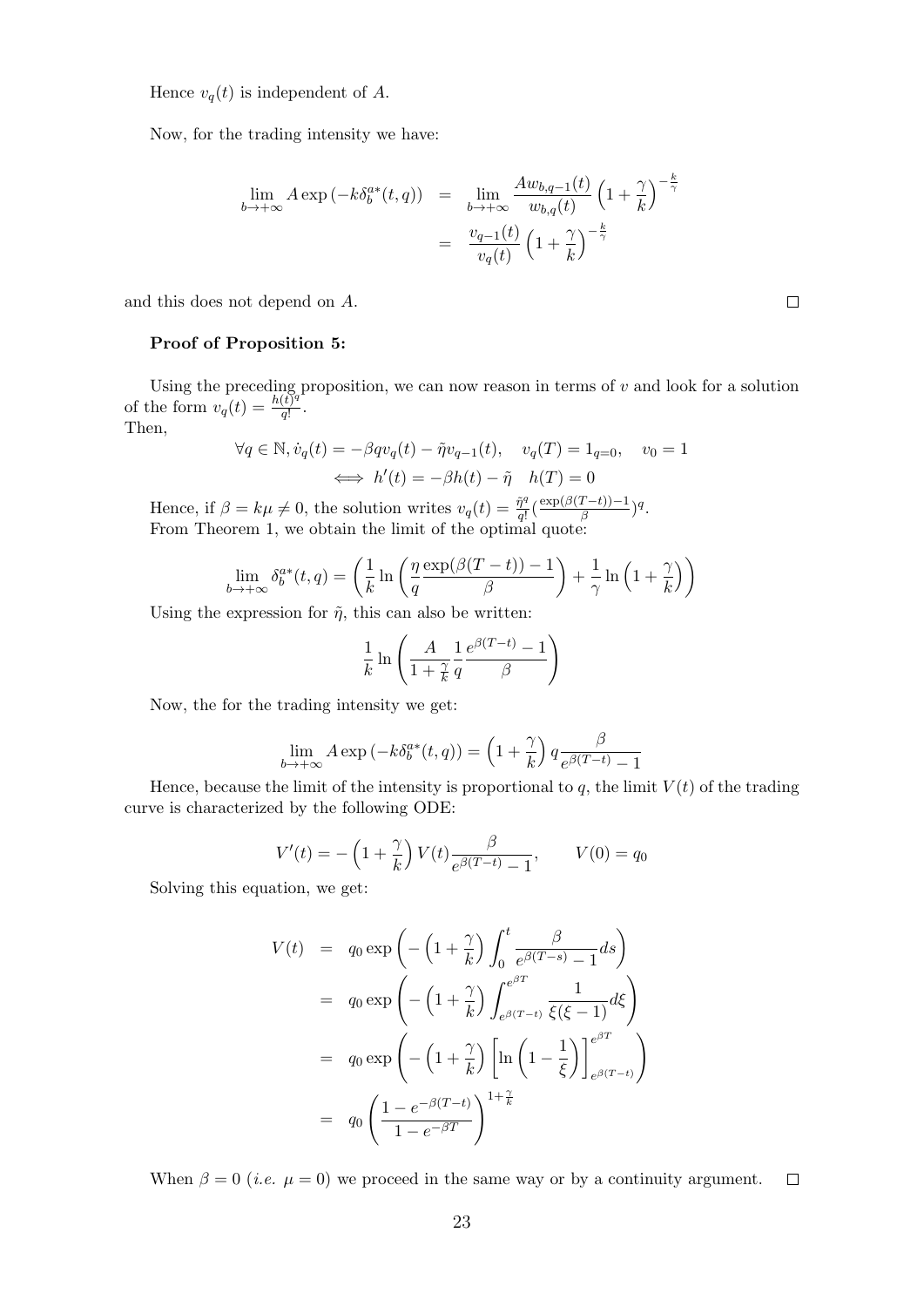Hence $v_q(t)$ is independent of $A$.

Now, for the trading intensity we have:

$$
\begin{aligned}
\lim_{b\to+\infty} A\exp\left(-k\delta_b^{a*}(t,q)\right) &= \lim_{b\to+\infty} \frac{Aw_{b,q-1}(t)}{w_{b,q}(t)}\left(1+\frac{\gamma}{k}\right)^{-\frac{k}{\gamma}} \\
&= \frac{v_{q-1}(t)}{v_q(t)}\left(1+\frac{\gamma}{k}\right)^{-\frac{k}{\gamma}}
\end{aligned}
$$

and this does not depend on $A$. □

**Proof of Proposition 5:**

Using the preceding proposition, we can now reason in terms of $v$ and look for a solution of the form $v_q(t) = \frac{h(t)^q}{q!}$.
Then,

$$
\forall q \in \mathbb{N}, \dot{v}_q(t) = -\beta q v_q(t) - \tilde{\eta} v_{q-1}(t), \quad v_q(T) = 1_{q=0}, \quad v_0 = 1
$$

$$
\iff h'(t) = -\beta h(t) - \tilde{\eta} \quad h(T) = 0
$$

Hence, if $\beta = k\mu \neq 0$, the solution writes $v_q(t) = \frac{\tilde{\eta}^q}{q!}\left(\frac{\exp(\beta(T-t))-1}{\beta}\right)^q$.
From Theorem 1, we obtain the limit of the optimal quote:

$$
\lim_{b\to+\infty} \delta_b^{a*}(t,q) = \left(\frac{1}{k}\ln\left(\frac{\eta}{q}\frac{\exp(\beta(T-t))-1}{\beta}\right) + \frac{1}{\gamma}\ln\left(1+\frac{\gamma}{k}\right)\right)
$$

Using the expression for $\tilde{\eta}$, this can also be written:

$$
\frac{1}{k}\ln\left(\frac{A}{1+\frac{\gamma}{k}}\frac{1}{q}\frac{e^{\beta(T-t)}-1}{\beta}\right)
$$

Now, the for the trading intensity we get:

$$
\lim_{b\to+\infty} A\exp\left(-k\delta_b^{a*}(t,q)\right) = \left(1+\frac{\gamma}{k}\right) q \frac{\beta}{e^{\beta(T-t)}-1}
$$

Hence, because the limit of the intensity is proportional to $q$, the limit $V(t)$ of the trading curve is characterized by the following ODE:

$$
V'(t) = -\left(1+\frac{\gamma}{k}\right) V(t)\frac{\beta}{e^{\beta(T-t)}-1}, \qquad V(0) = q_0
$$

Solving this equation, we get:

$$
\begin{aligned}
V(t) &= q_0 \exp\left(-\left(1+\frac{\gamma}{k}\right)\int_0^t \frac{\beta}{e^{\beta(T-s)}-1} ds\right) \\
&= q_0 \exp\left(-\left(1+\frac{\gamma}{k}\right)\int_{e^{\beta(T-t)}}^{e^{\beta T}} \frac{1}{\xi(\xi-1)} d\xi\right) \\
&= q_0 \exp\left(-\left(1+\frac{\gamma}{k}\right)\left[\ln\left(1-\frac{1}{\xi}\right)\right]_{e^{\beta(T-t)}}^{e^{\beta T}}\right) \\
&= q_0 \left(\frac{1-e^{-\beta(T-t)}}{1-e^{-\beta T}}\right)^{1+\frac{\gamma}{k}}
\end{aligned}
$$

When $\beta = 0$ (*i.e.* $\mu = 0$) we proceed in the same way or by a continuity argument. □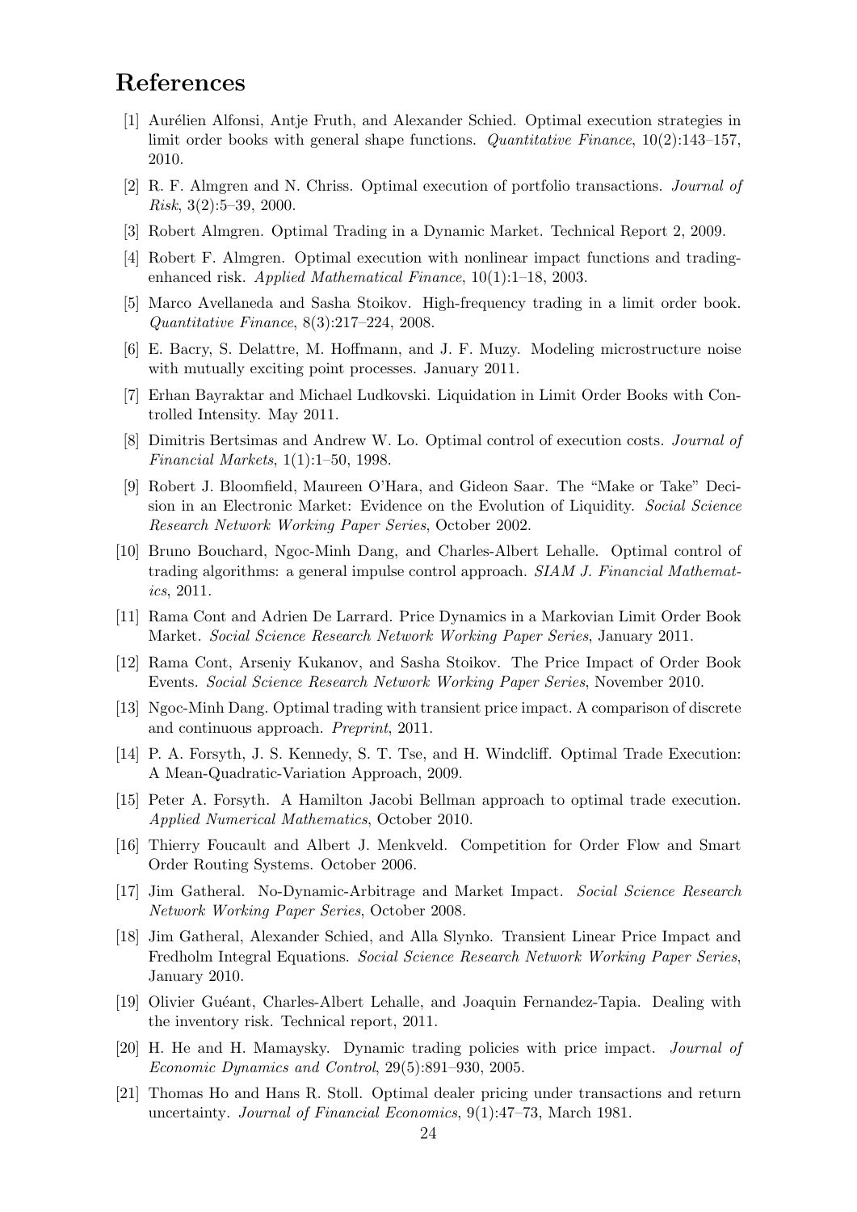# References

[1] Aurélien Alfonsi, Antje Fruth, and Alexander Schied. Optimal execution strategies in limit order books with general shape functions. *Quantitative Finance*, 10(2):143–157, 2010.

[2] R. F. Almgren and N. Chriss. Optimal execution of portfolio transactions. *Journal of Risk*, 3(2):5–39, 2000.

[3] Robert Almgren. Optimal Trading in a Dynamic Market. Technical Report 2, 2009.

[4] Robert F. Almgren. Optimal execution with nonlinear impact functions and trading-enhanced risk. *Applied Mathematical Finance*, 10(1):1–18, 2003.

[5] Marco Avellaneda and Sasha Stoikov. High-frequency trading in a limit order book. *Quantitative Finance*, 8(3):217–224, 2008.

[6] E. Bacry, S. Delattre, M. Hoffmann, and J. F. Muzy. Modeling microstructure noise with mutually exciting point processes. January 2011.

[7] Erhan Bayraktar and Michael Ludkovski. Liquidation in Limit Order Books with Controlled Intensity. May 2011.

[8] Dimitris Bertsimas and Andrew W. Lo. Optimal control of execution costs. *Journal of Financial Markets*, 1(1):1–50, 1998.

[9] Robert J. Bloomfield, Maureen O'Hara, and Gideon Saar. The "Make or Take" Decision in an Electronic Market: Evidence on the Evolution of Liquidity. *Social Science Research Network Working Paper Series*, October 2002.

[10] Bruno Bouchard, Ngoc-Minh Dang, and Charles-Albert Lehalle. Optimal control of trading algorithms: a general impulse control approach. *SIAM J. Financial Mathematics*, 2011.

[11] Rama Cont and Adrien De Larrard. Price Dynamics in a Markovian Limit Order Book Market. *Social Science Research Network Working Paper Series*, January 2011.

[12] Rama Cont, Arseniy Kukanov, and Sasha Stoikov. The Price Impact of Order Book Events. *Social Science Research Network Working Paper Series*, November 2010.

[13] Ngoc-Minh Dang. Optimal trading with transient price impact. A comparison of discrete and continuous approach. *Preprint*, 2011.

[14] P. A. Forsyth, J. S. Kennedy, S. T. Tse, and H. Windcliff. Optimal Trade Execution: A Mean-Quadratic-Variation Approach, 2009.

[15] Peter A. Forsyth. A Hamilton Jacobi Bellman approach to optimal trade execution. *Applied Numerical Mathematics*, October 2010.

[16] Thierry Foucault and Albert J. Menkveld. Competition for Order Flow and Smart Order Routing Systems. October 2006.

[17] Jim Gatheral. No-Dynamic-Arbitrage and Market Impact. *Social Science Research Network Working Paper Series*, October 2008.

[18] Jim Gatheral, Alexander Schied, and Alla Slynko. Transient Linear Price Impact and Fredholm Integral Equations. *Social Science Research Network Working Paper Series*, January 2010.

[19] Olivier Guéant, Charles-Albert Lehalle, and Joaquin Fernandez-Tapia. Dealing with the inventory risk. Technical report, 2011.

[20] H. He and H. Mamaysky. Dynamic trading policies with price impact. *Journal of Economic Dynamics and Control*, 29(5):891–930, 2005.

[21] Thomas Ho and Hans R. Stoll. Optimal dealer pricing under transactions and return uncertainty. *Journal of Financial Economics*, 9(1):47–73, March 1981.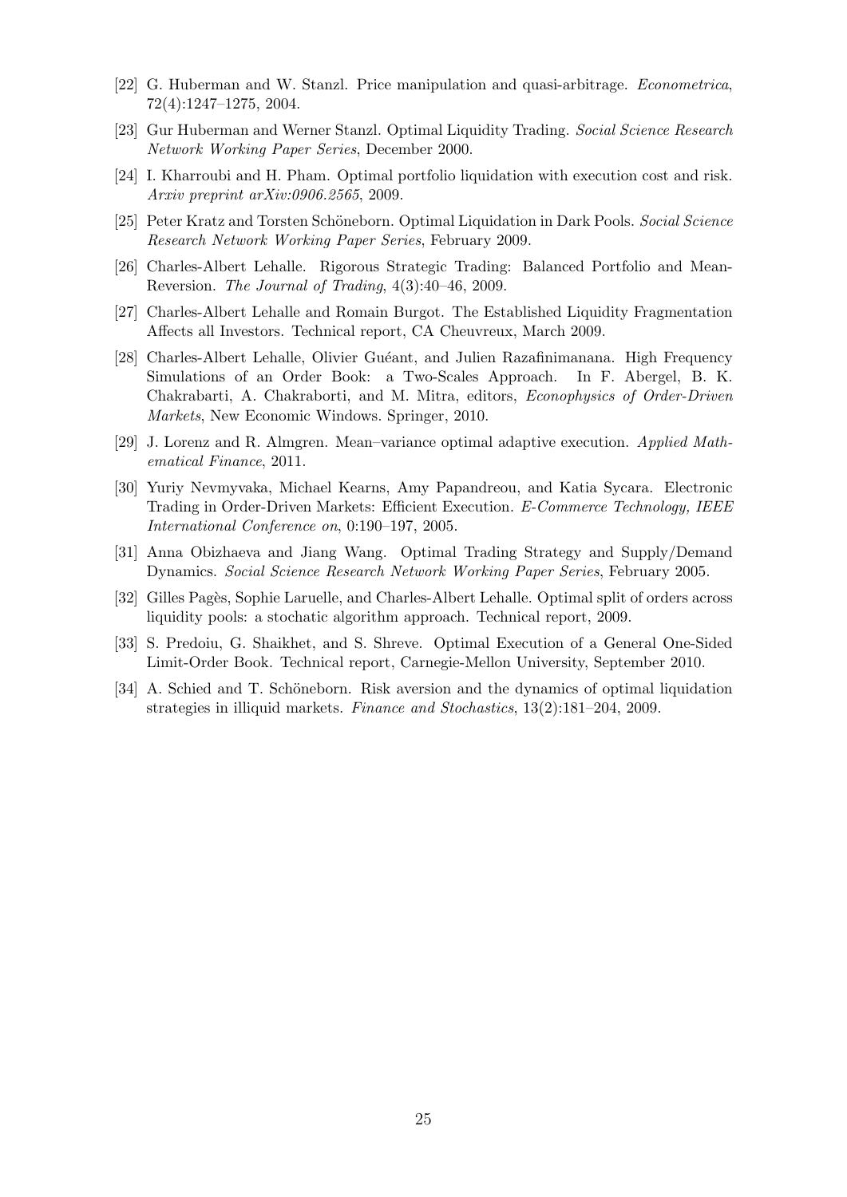[22] G. Huberman and W. Stanzl. Price manipulation and quasi-arbitrage. *Econometrica*, 72(4):1247–1275, 2004.

[23] Gur Huberman and Werner Stanzl. Optimal Liquidity Trading. *Social Science Research Network Working Paper Series*, December 2000.

[24] I. Kharroubi and H. Pham. Optimal portfolio liquidation with execution cost and risk. *Arxiv preprint arXiv:0906.2565*, 2009.

[25] Peter Kratz and Torsten Schöneborn. Optimal Liquidation in Dark Pools. *Social Science Research Network Working Paper Series*, February 2009.

[26] Charles-Albert Lehalle. Rigorous Strategic Trading: Balanced Portfolio and Mean-Reversion. *The Journal of Trading*, 4(3):40–46, 2009.

[27] Charles-Albert Lehalle and Romain Burgot. The Established Liquidity Fragmentation Affects all Investors. Technical report, CA Cheuvreux, March 2009.

[28] Charles-Albert Lehalle, Olivier Guéant, and Julien Razafinimanana. High Frequency Simulations of an Order Book: a Two-Scales Approach. In F. Abergel, B. K. Chakrabarti, A. Chakraborti, and M. Mitra, editors, *Econophysics of Order-Driven Markets*, New Economic Windows. Springer, 2010.

[29] J. Lorenz and R. Almgren. Mean–variance optimal adaptive execution. *Applied Mathematical Finance*, 2011.

[30] Yuriy Nevmyvaka, Michael Kearns, Amy Papandreou, and Katia Sycara. Electronic Trading in Order-Driven Markets: Efficient Execution. *E-Commerce Technology, IEEE International Conference on*, 0:190–197, 2005.

[31] Anna Obizhaeva and Jiang Wang. Optimal Trading Strategy and Supply/Demand Dynamics. *Social Science Research Network Working Paper Series*, February 2005.

[32] Gilles Pagès, Sophie Laruelle, and Charles-Albert Lehalle. Optimal split of orders across liquidity pools: a stochatic algorithm approach. Technical report, 2009.

[33] S. Predoiu, G. Shaikhet, and S. Shreve. Optimal Execution of a General One-Sided Limit-Order Book. Technical report, Carnegie-Mellon University, September 2010.

[34] A. Schied and T. Schöneborn. Risk aversion and the dynamics of optimal liquidation strategies in illiquid markets. *Finance and Stochastics*, 13(2):181–204, 2009.